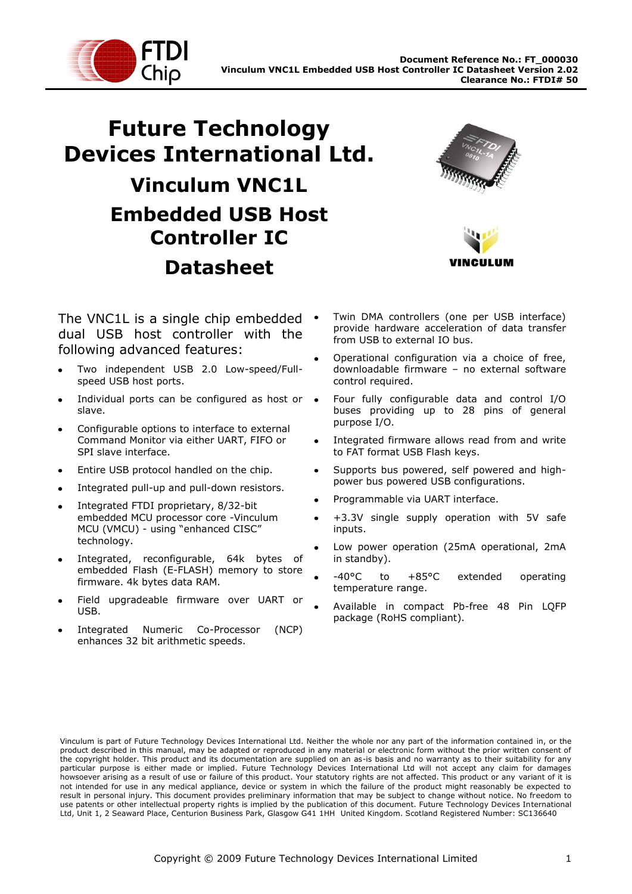# Future Technology Devices International Ltd.

## Vinculum VNC1L

## Embedded USB Host Controller IC

## Datasheet

The VNC1L is a single chip embedded dual USB host controller with the following advanced features:

- Two independent USB 2.0 Low-speed/Full-speed USB host ports.
- Individual ports can be configured as host or slave.
- Configurable options to interface to external Command Monitor via either UART, FIFO or SPI slave interface.
- Entire USB protocol handled on the chip.
- Integrated pull-up and pull-down resistors.
- Integrated FTDI proprietary, 8/32-bit embedded MCU processor core -Vinculum MCU (VMCU) - using "enhanced CISC" technology.
- Integrated, reconfigurable, 64k bytes of embedded Flash (E-FLASH) memory to store firmware. 4k bytes data RAM.
- Field upgradeable firmware over UART or USB.
- Integrated Numeric Co-Processor (NCP) enhances 32 bit arithmetic speeds.
- Twin DMA controllers (one per USB interface) provide hardware acceleration of data transfer from USB to external IO bus.
- Operational configuration via a choice of free, downloadable firmware – no external software control required.
- Four fully configurable data and control I/O buses providing up to 28 pins of general purpose I/O.
- Integrated firmware allows read from and write to FAT format USB Flash keys.
- Supports bus powered, self powered and high-power bus powered USB configurations.
- Programmable via UART interface.
- +3.3V single supply operation with 5V safe inputs.
- Low power operation (25mA operational, 2mA in standby).
- -40°C to +85°C extended operating temperature range.
- Available in compact Pb-free 48 Pin LQFP package (RoHS compliant).

Vinculum is part of Future Technology Devices International Ltd. Neither the whole nor any part of the information contained in, or the product described in this manual, may be adapted or reproduced in any material or electronic form without the prior written consent of the copyright holder. This product and its documentation are supplied on an as-is basis and no warranty as to their suitability for any particular purpose is either made or implied. Future Technology Devices International Ltd will not accept any claim for damages howsoever arising as a result of use or failure of this product. Your statutory rights are not affected. This product or any variant of it is not intended for use in any medical appliance, device or system in which the failure of the product might reasonably be expected to result in personal injury. This document provides preliminary information that may be subject to change without notice. No freedom to use patents or other intellectual property rights is implied by the publication of this document. Future Technology Devices International Ltd, Unit 1, 2 Seaward Place, Centurion Business Park, Glasgow G41 1HH United Kingdom. Scotland Registered Number: SC136640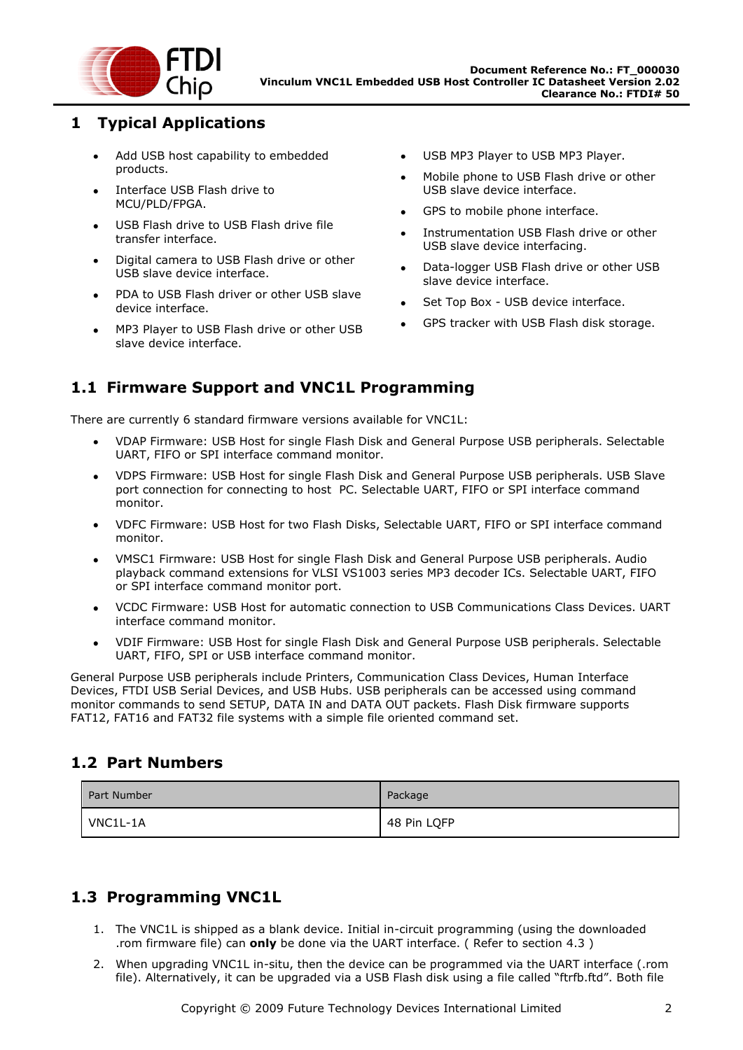# 1 Typical Applications

- Add USB host capability to embedded products.
- Interface USB Flash drive to MCU/PLD/FPGA.
- USB Flash drive to USB Flash drive file transfer interface.
- Digital camera to USB Flash drive or other USB slave device interface.
- PDA to USB Flash driver or other USB slave device interface.
- MP3 Player to USB Flash drive or other USB slave device interface.
- USB MP3 Player to USB MP3 Player.
- Mobile phone to USB Flash drive or other USB slave device interface.
- GPS to mobile phone interface.
- Instrumentation USB Flash drive or other USB slave device interfacing.
- Data-logger USB Flash drive or other USB slave device interface.
- Set Top Box - USB device interface.
- GPS tracker with USB Flash disk storage.

## 1.1 Firmware Support and VNC1L Programming

There are currently 6 standard firmware versions available for VNC1L:

- VDAP Firmware: USB Host for single Flash Disk and General Purpose USB peripherals. Selectable UART, FIFO or SPI interface command monitor.
- VDPS Firmware: USB Host for single Flash Disk and General Purpose USB peripherals. USB Slave port connection for connecting to host PC. Selectable UART, FIFO or SPI interface command monitor.
- VDFC Firmware: USB Host for two Flash Disks, Selectable UART, FIFO or SPI interface command monitor.
- VMSC1 Firmware: USB Host for single Flash Disk and General Purpose USB peripherals. Audio playback command extensions for VLSI VS1003 series MP3 decoder ICs. Selectable UART, FIFO or SPI interface command monitor port.
- VCDC Firmware: USB Host for automatic connection to USB Communications Class Devices. UART interface command monitor.
- VDIF Firmware: USB Host for single Flash Disk and General Purpose USB peripherals. Selectable UART, FIFO, SPI or USB interface command monitor.

General Purpose USB peripherals include Printers, Communication Class Devices, Human Interface Devices, FTDI USB Serial Devices, and USB Hubs. USB peripherals can be accessed using command monitor commands to send SETUP, DATA IN and DATA OUT packets. Flash Disk firmware supports FAT12, FAT16 and FAT32 file systems with a simple file oriented command set.

## 1.2 Part Numbers

| Part Number | Package |
|---|---|
| VNC1L-1A | 48 Pin LQFP |

## 1.3 Programming VNC1L

1. The VNC1L is shipped as a blank device. Initial in-circuit programming (using the downloaded .rom firmware file) can **only** be done via the UART interface. ( Refer to section 4.3 )
2. When upgrading VNC1L in-situ, then the device can be programmed via the UART interface (.rom file). Alternatively, it can be upgraded via a USB Flash disk using a file called “ftrfb.ftd”. Both file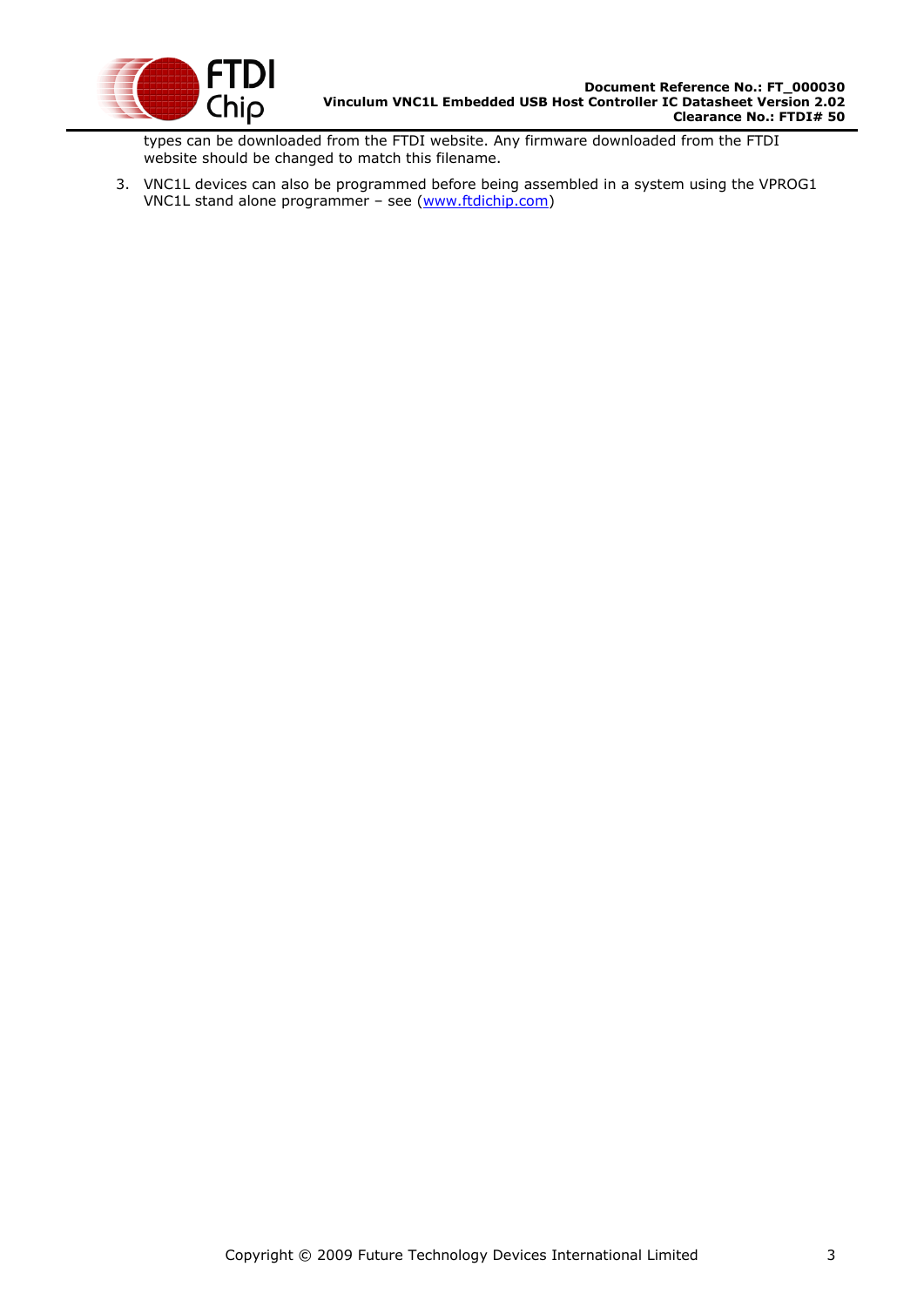types can be downloaded from the FTDI website. Any firmware downloaded from the FTDI website should be changed to match this filename.

3. VNC1L devices can also be programmed before being assembled in a system using the VPROG1 VNC1L stand alone programmer – see (www.ftdichip.com)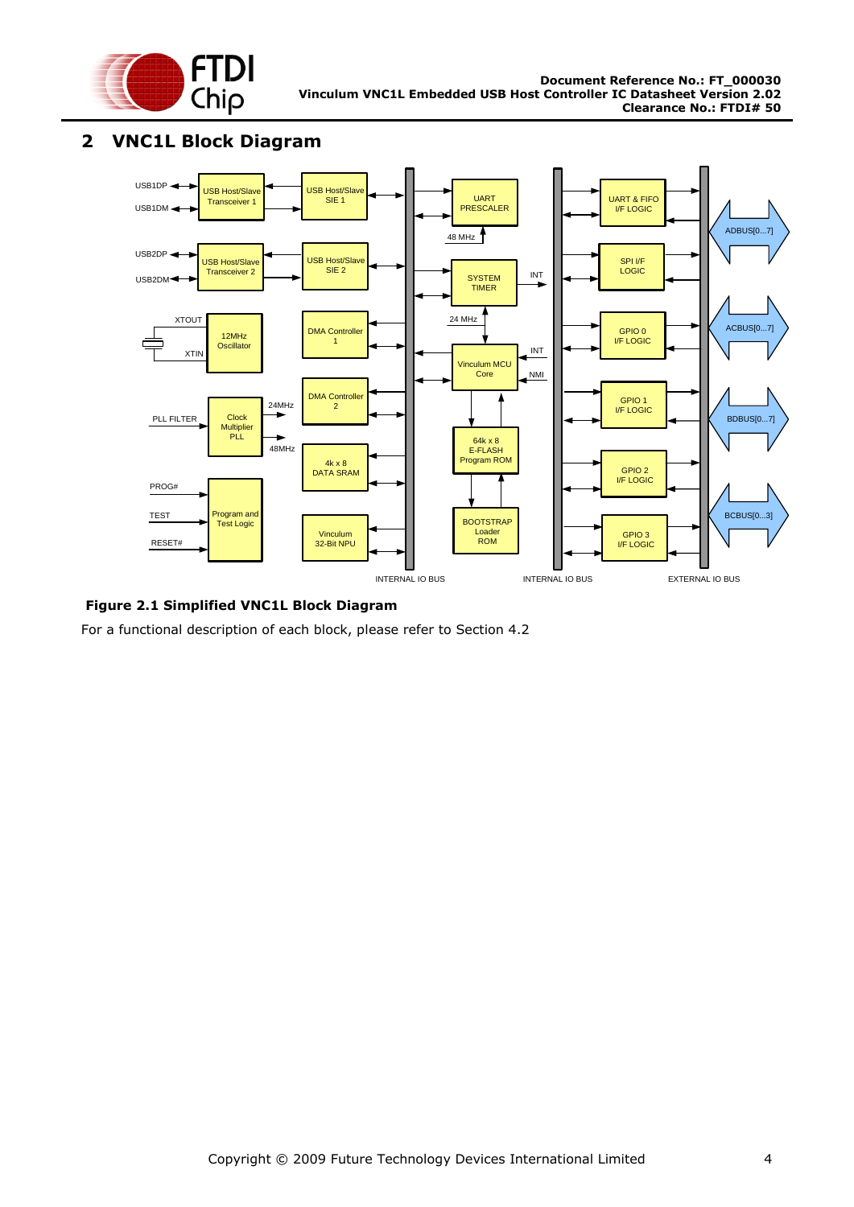## 2 VNC1L Block Diagram

**Figure 2.1 Simplified VNC1L Block Diagram**

For a functional description of each block, please refer to Section 4.2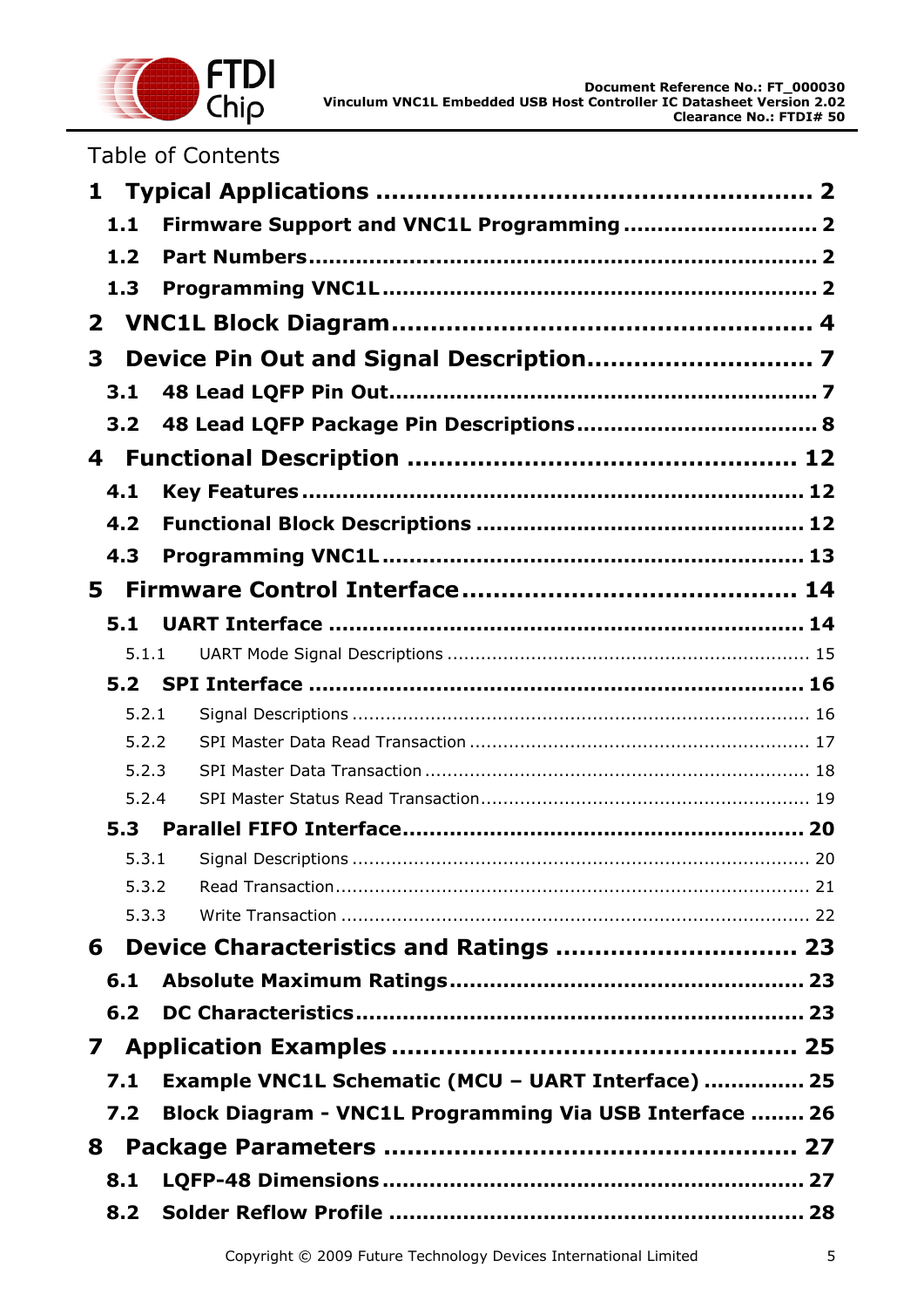Table of Contents

**1 Typical Applications ...................................................... 2**

**1.1 Firmware Support and VNC1L Programming ............................ 2**

**1.2 Part Numbers............................................................... 2**

**1.3 Programming VNC1L .................................................... 2**

**2 VNC1L Block Diagram.................................................... 4**

**3 Device Pin Out and Signal Description............................ 7**

**3.1 48 Lead LQFP Pin Out.................................................. 7**

**3.2 48 Lead LQFP Package Pin Descriptions.................................. 8**

**4 Functional Description ................................................ 12**

**4.1 Key Features ............................................................. 12**

**4.2 Functional Block Descriptions ............................................. 12**

**4.3 Programming VNC1L .................................................... 13**

**5 Firmware Control Interface......................................... 14**

**5.1 UART Interface ........................................................... 14**

5.1.1 UART Mode Signal Descriptions ................................................................ 15

**5.2 SPI Interface .............................................................. 16**

5.2.1 Signal Descriptions ................................................................................ 16

5.2.2 SPI Master Data Read Transaction ............................................................ 17

5.2.3 SPI Master Data Transaction .................................................................... 18

5.2.4 SPI Master Status Read Transaction.......................................................... 19

**5.3 Parallel FIFO Interface.................................................. 20**

5.3.1 Signal Descriptions ................................................................................ 20

5.3.2 Read Transaction................................................................................... 21

5.3.3 Write Transaction .................................................................................. 22

**6 Device Characteristics and Ratings .............................. 23**

**6.1 Absolute Maximum Ratings................................................ 23**

**6.2 DC Characteristics....................................................... 23**

**7 Application Examples .................................................. 25**

**7.1 Example VNC1L Schematic (MCU – UART Interface) ............... 25**

**7.2 Block Diagram - VNC1L Programming Via USB Interface ........ 26**

**8 Package Parameters ................................................... 27**

**8.1 LQFP-48 Dimensions.................................................... 27**

**8.2 Solder Reflow Profile .................................................... 28**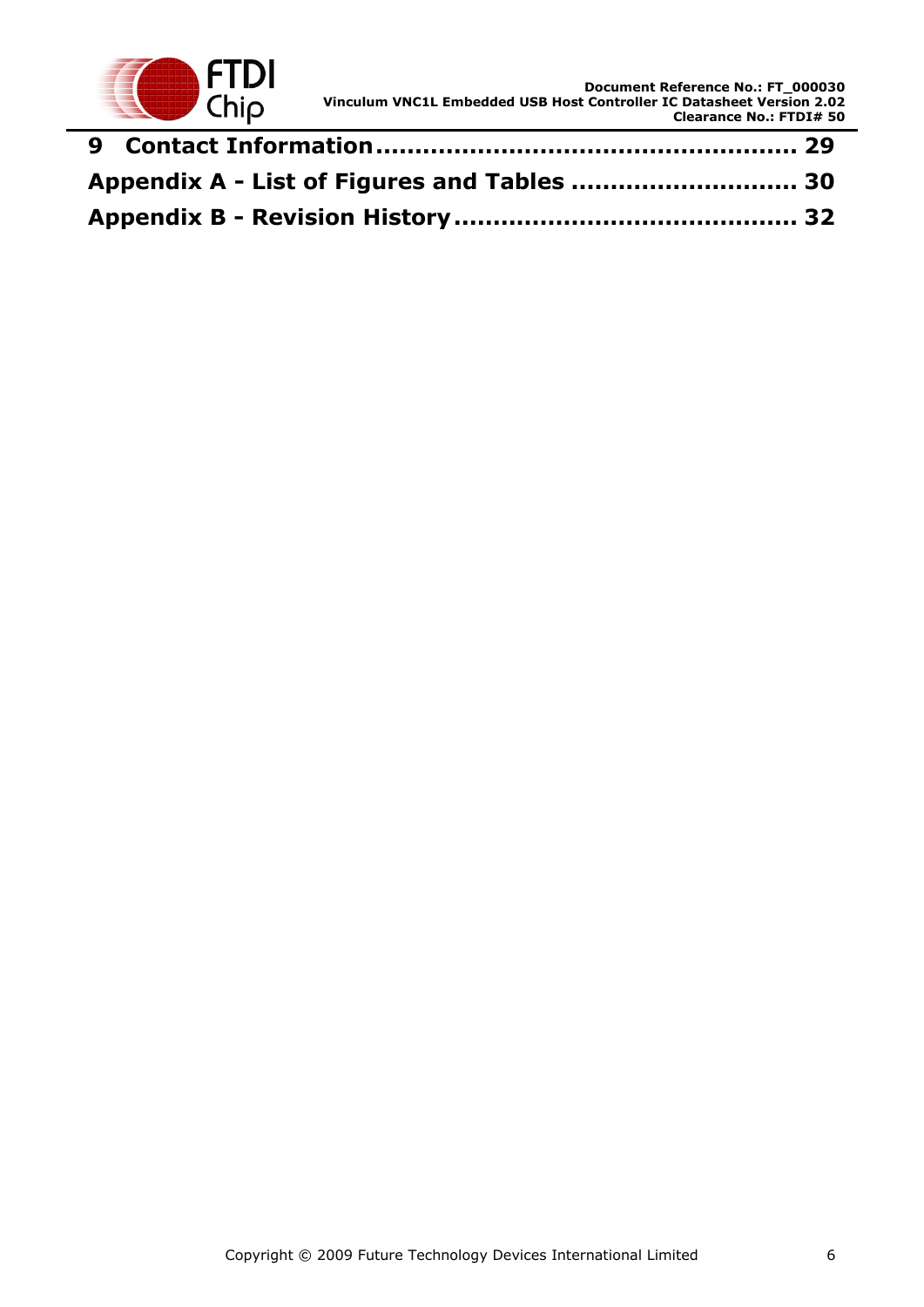**9 Contact Information .................................................... 29**

**Appendix A - List of Figures and Tables ............................ 30**

**Appendix B - Revision History ........................................ 32**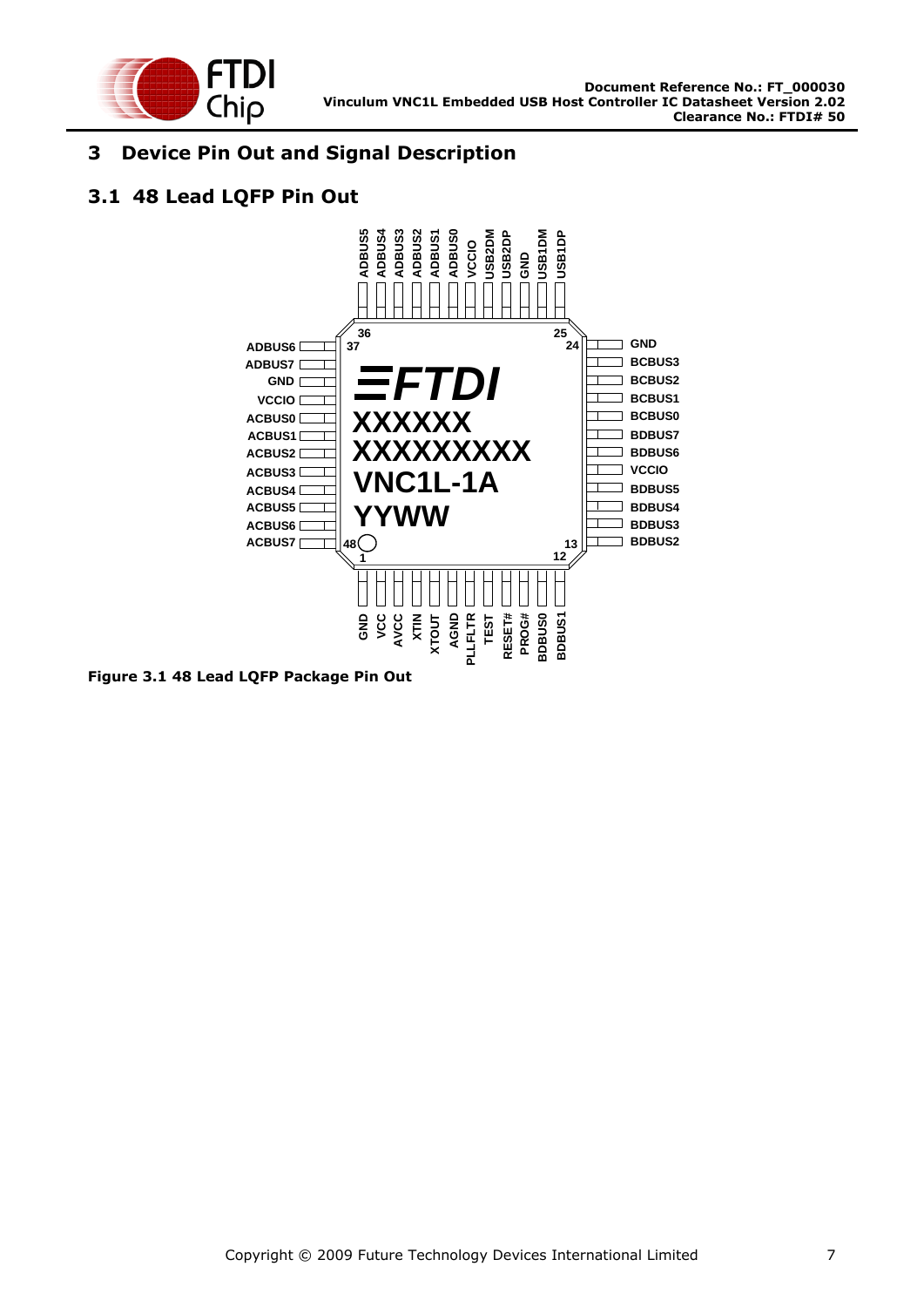# 3 Device Pin Out and Signal Description

## 3.1 48 Lead LQFP Pin Out

**Figure 3.1 48 Lead LQFP Package Pin Out**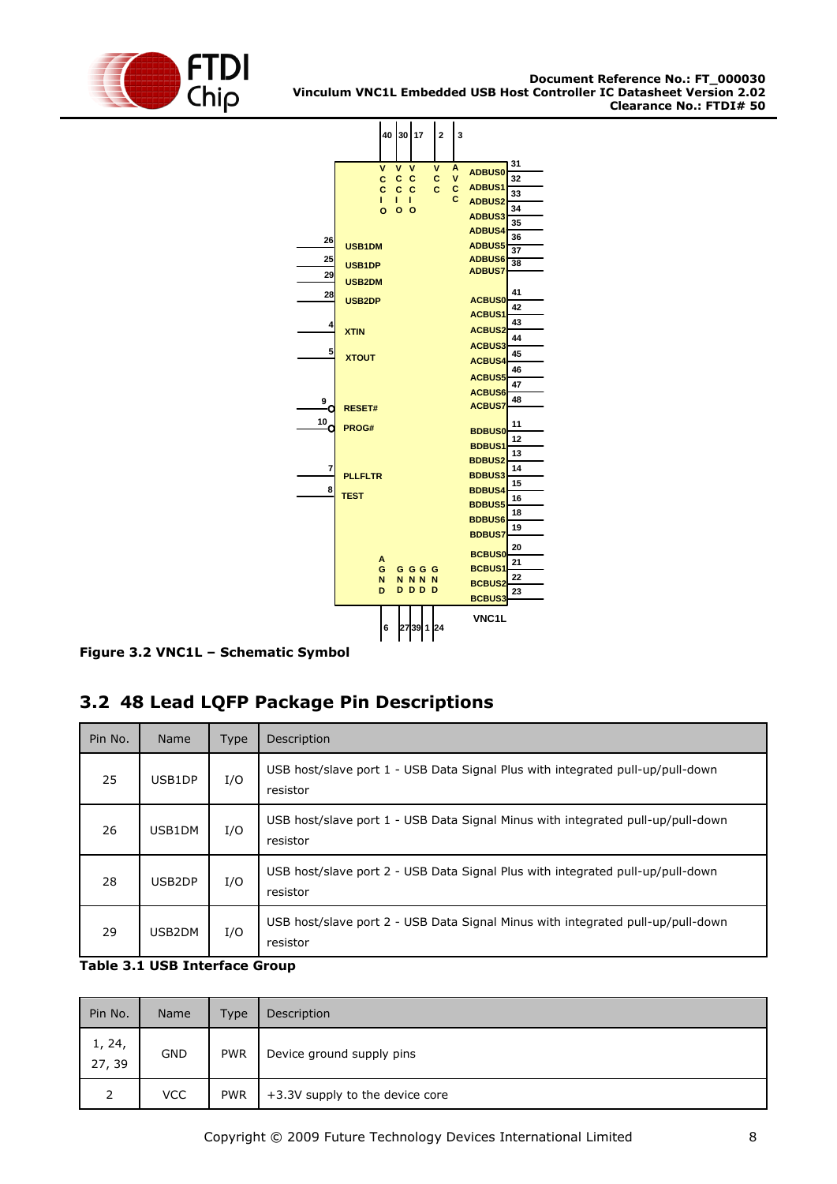Figure 3.2 VNC1L – Schematic Symbol

## 3.2 48 Lead LQFP Package Pin Descriptions

| Pin No. | Name | Type | Description |
|---|---|---|---|
| 25 | USB1DP | I/O | USB host/slave port 1 - USB Data Signal Plus with integrated pull-up/pull-down resistor |
| 26 | USB1DM | I/O | USB host/slave port 1 - USB Data Signal Minus with integrated pull-up/pull-down resistor |
| 28 | USB2DP | I/O | USB host/slave port 2 - USB Data Signal Plus with integrated pull-up/pull-down resistor |
| 29 | USB2DM | I/O | USB host/slave port 2 - USB Data Signal Minus with integrated pull-up/pull-down resistor |

**Table 3.1 USB Interface Group**

| Pin No. | Name | Type | Description |
|---|---|---|---|
| 1, 24, 27, 39 | GND | PWR | Device ground supply pins |
| 2 | VCC | PWR | +3.3V supply to the device core |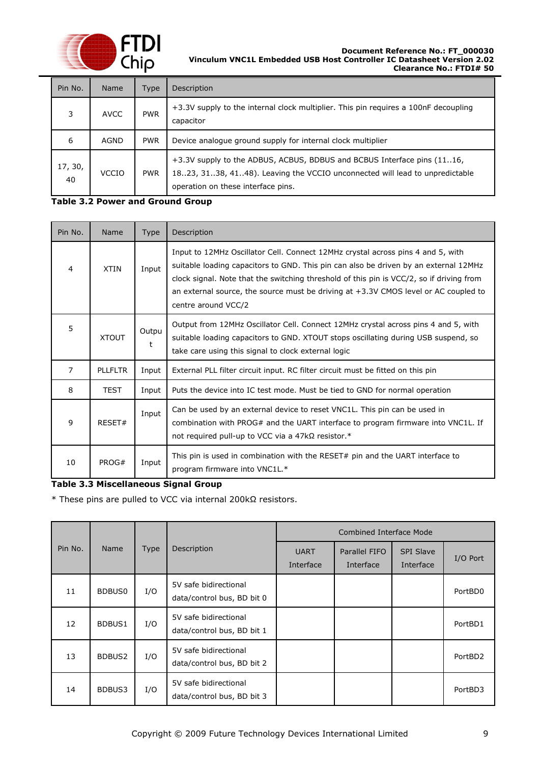| Pin No. | Name | Type | Description |
|---|---|---|---|
| 3 | AVCC | PWR | +3.3V supply to the internal clock multiplier. This pin requires a 100nF decoupling capacitor |
| 6 | AGND | PWR | Device analogue ground supply for internal clock multiplier |
| 17, 30, 40 | VCCIO | PWR | +3.3V supply to the ADBUS, ACBUS, BDBUS and BCBUS Interface pins (11..16, 18..23, 31..38, 41..48). Leaving the VCCIO unconnected will lead to unpredictable operation on these interface pins. |

**Table 3.2 Power and Ground Group**

| Pin No. | Name | Type | Description |
|---|---|---|---|
| 4 | XTIN | Input | Input to 12MHz Oscillator Cell. Connect 12MHz crystal across pins 4 and 5, with suitable loading capacitors to GND. This pin can also be driven by an external 12MHz clock signal. Note that the switching threshold of this pin is VCC/2, so if driving from an external source, the source must be driving at +3.3V CMOS level or AC coupled to centre around VCC/2 |
| 5 | XTOUT | Output | Output from 12MHz Oscillator Cell. Connect 12MHz crystal across pins 4 and 5, with suitable loading capacitors to GND. XTOUT stops oscillating during USB suspend, so take care using this signal to clock external logic |
| 7 | PLLFLTR | Input | External PLL filter circuit input. RC filter circuit must be fitted on this pin |
| 8 | TEST | Input | Puts the device into IC test mode. Must be tied to GND for normal operation |
| 9 | RESET# | Input | Can be used by an external device to reset VNC1L. This pin can be used in combination with PROG# and the UART interface to program firmware into VNC1L. If not required pull-up to VCC via a 47kΩ resistor.* |
| 10 | PROG# | Input | This pin is used in combination with the RESET# pin and the UART interface to program firmware into VNC1L.* |

**Table 3.3 Miscellaneous Signal Group**

* These pins are pulled to VCC via internal 200kΩ resistors.

| Pin No. | Name | Type | Description | Combined Interface Mode | | | |
|---|---|---|---|---|---|---|---|
| | | | | UART Interface | Parallel FIFO Interface | SPI Slave Interface | I/O Port |
| 11 | BDBUS0 | I/O | 5V safe bidirectional data/control bus, BD bit 0 | | | | PortBD0 |
| 12 | BDBUS1 | I/O | 5V safe bidirectional data/control bus, BD bit 1 | | | | PortBD1 |
| 13 | BDBUS2 | I/O | 5V safe bidirectional data/control bus, BD bit 2 | | | | PortBD2 |
| 14 | BDBUS3 | I/O | 5V safe bidirectional data/control bus, BD bit 3 | | | | PortBD3 |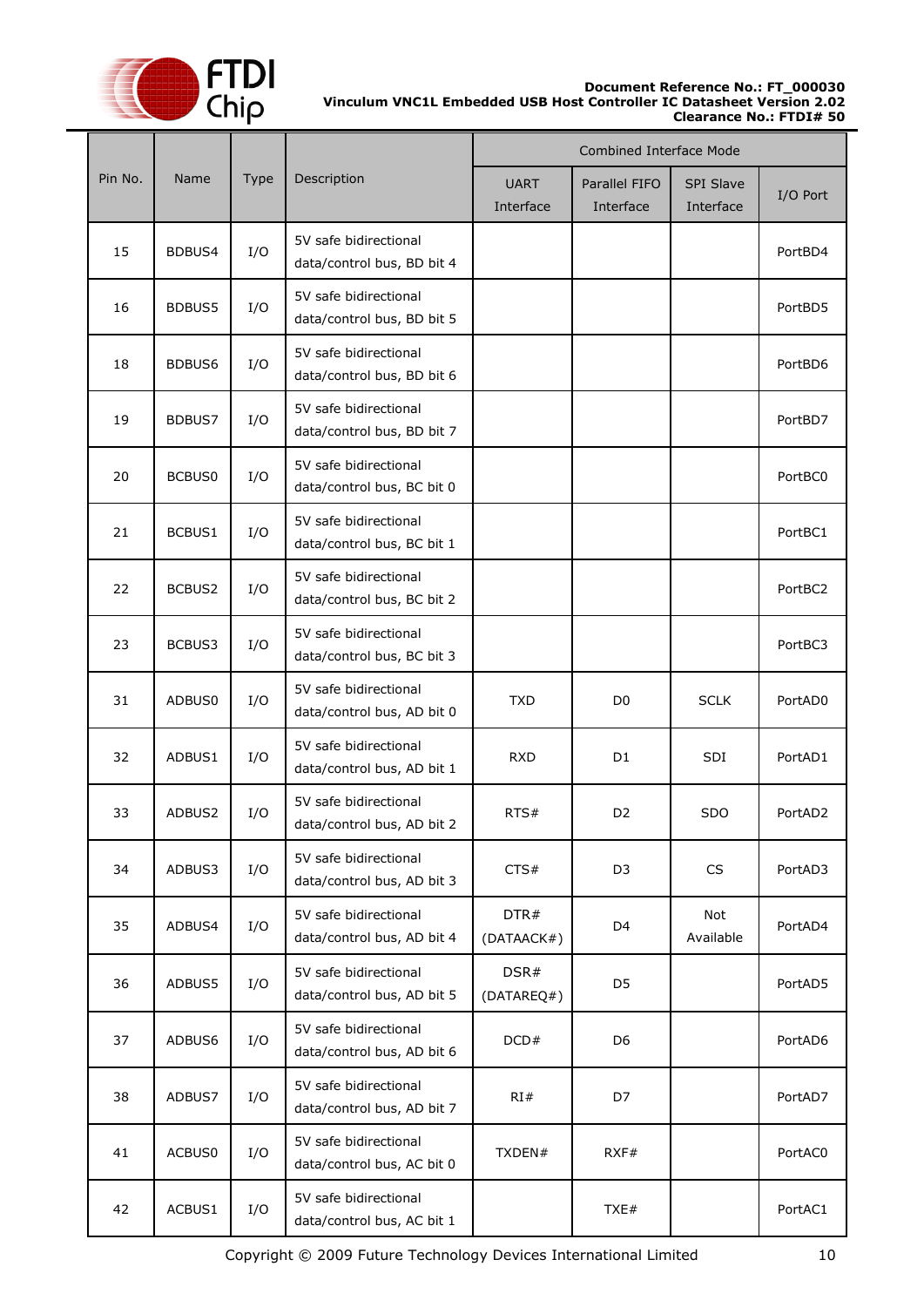| Pin No. | Name | Type | Description | Combined Interface Mode | | | |
|---|---|---|---|---|---|---|---|
| | | | | UART Interface | Parallel FIFO Interface | SPI Slave Interface | I/O Port |
| 15 | BDBUS4 | I/O | 5V safe bidirectional data/control bus, BD bit 4 | | | | PortBD4 |
| 16 | BDBUS5 | I/O | 5V safe bidirectional data/control bus, BD bit 5 | | | | PortBD5 |
| 18 | BDBUS6 | I/O | 5V safe bidirectional data/control bus, BD bit 6 | | | | PortBD6 |
| 19 | BDBUS7 | I/O | 5V safe bidirectional data/control bus, BD bit 7 | | | | PortBD7 |
| 20 | BCBUS0 | I/O | 5V safe bidirectional data/control bus, BC bit 0 | | | | PortBC0 |
| 21 | BCBUS1 | I/O | 5V safe bidirectional data/control bus, BC bit 1 | | | | PortBC1 |
| 22 | BCBUS2 | I/O | 5V safe bidirectional data/control bus, BC bit 2 | | | | PortBC2 |
| 23 | BCBUS3 | I/O | 5V safe bidirectional data/control bus, BC bit 3 | | | | PortBC3 |
| 31 | ADBUS0 | I/O | 5V safe bidirectional data/control bus, AD bit 0 | TXD | D0 | SCLK | PortAD0 |
| 32 | ADBUS1 | I/O | 5V safe bidirectional data/control bus, AD bit 1 | RXD | D1 | SDI | PortAD1 |
| 33 | ADBUS2 | I/O | 5V safe bidirectional data/control bus, AD bit 2 | RTS# | D2 | SDO | PortAD2 |
| 34 | ADBUS3 | I/O | 5V safe bidirectional data/control bus, AD bit 3 | CTS# | D3 | CS | PortAD3 |
| 35 | ADBUS4 | I/O | 5V safe bidirectional data/control bus, AD bit 4 | DTR# (DATAACK#) | D4 | Not Available | PortAD4 |
| 36 | ADBUS5 | I/O | 5V safe bidirectional data/control bus, AD bit 5 | DSR# (DATAREQ#) | D5 | | PortAD5 |
| 37 | ADBUS6 | I/O | 5V safe bidirectional data/control bus, AD bit 6 | DCD# | D6 | | PortAD6 |
| 38 | ADBUS7 | I/O | 5V safe bidirectional data/control bus, AD bit 7 | RI# | D7 | | PortAD7 |
| 41 | ACBUS0 | I/O | 5V safe bidirectional data/control bus, AC bit 0 | TXDEN# | RXF# | | PortAC0 |
| 42 | ACBUS1 | I/O | 5V safe bidirectional data/control bus, AC bit 1 | | TXE# | | PortAC1 |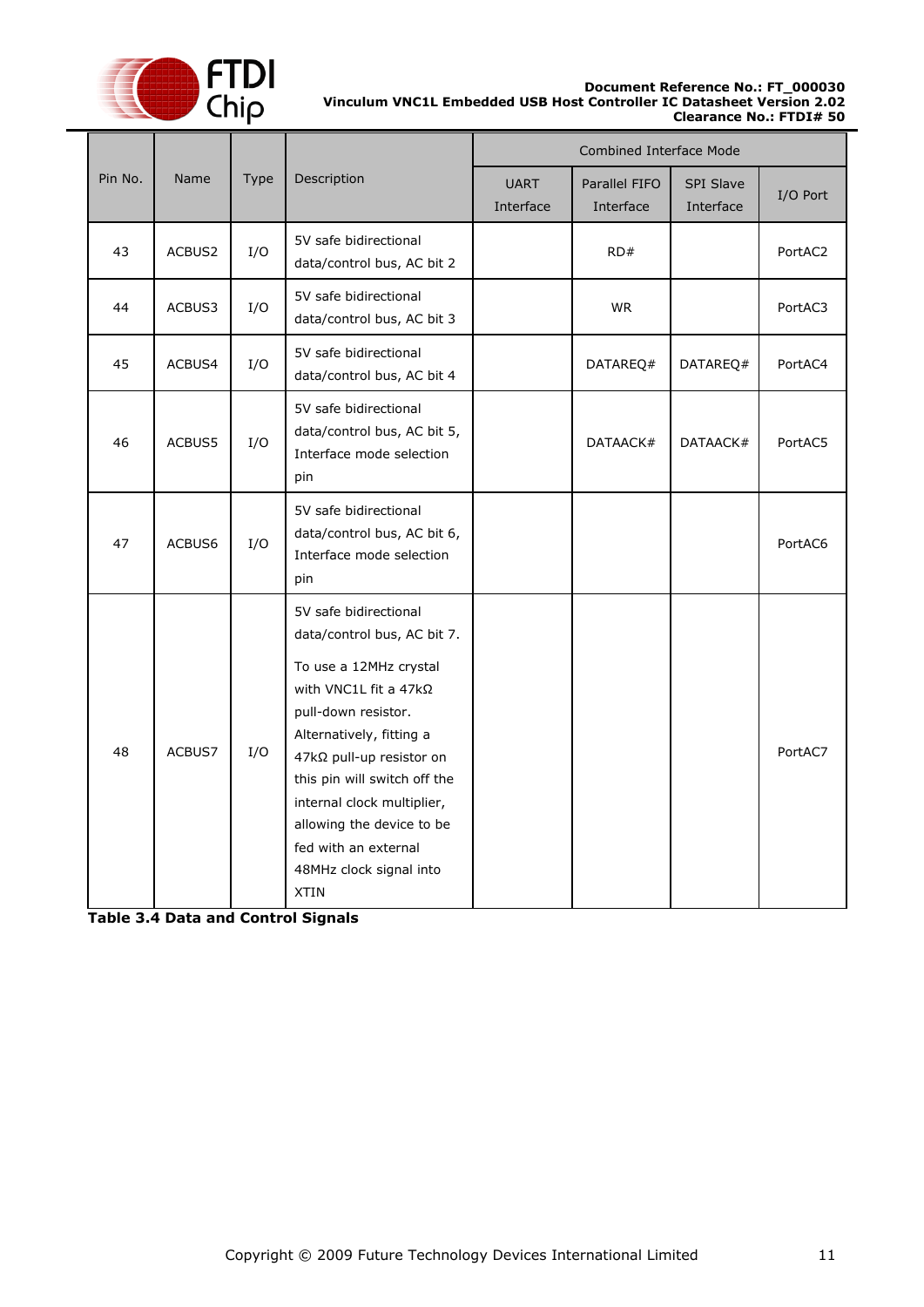| Pin No. | Name | Type | Description | Combined Interface Mode | | | |
|---|---|---|---|---|---|---|---|
| | | | | UART Interface | Parallel FIFO Interface | SPI Slave Interface | I/O Port |
| 43 | ACBUS2 | I/O | 5V safe bidirectional data/control bus, AC bit 2 | | RD# | | PortAC2 |
| 44 | ACBUS3 | I/O | 5V safe bidirectional data/control bus, AC bit 3 | | WR | | PortAC3 |
| 45 | ACBUS4 | I/O | 5V safe bidirectional data/control bus, AC bit 4 | | DATAREQ# | DATAREQ# | PortAC4 |
| 46 | ACBUS5 | I/O | 5V safe bidirectional data/control bus, AC bit 5, Interface mode selection pin | | DATAACK# | DATAACK# | PortAC5 |
| 47 | ACBUS6 | I/O | 5V safe bidirectional data/control bus, AC bit 6, Interface mode selection pin | | | | PortAC6 |
| 48 | ACBUS7 | I/O | 5V safe bidirectional data/control bus, AC bit 7. To use a 12MHz crystal with VNC1L fit a 47kΩ pull-down resistor. Alternatively, fitting a 47kΩ pull-up resistor on this pin will switch off the internal clock multiplier, allowing the device to be fed with an external 48MHz clock signal into XTIN | | | | PortAC7 |

**Table 3.4 Data and Control Signals**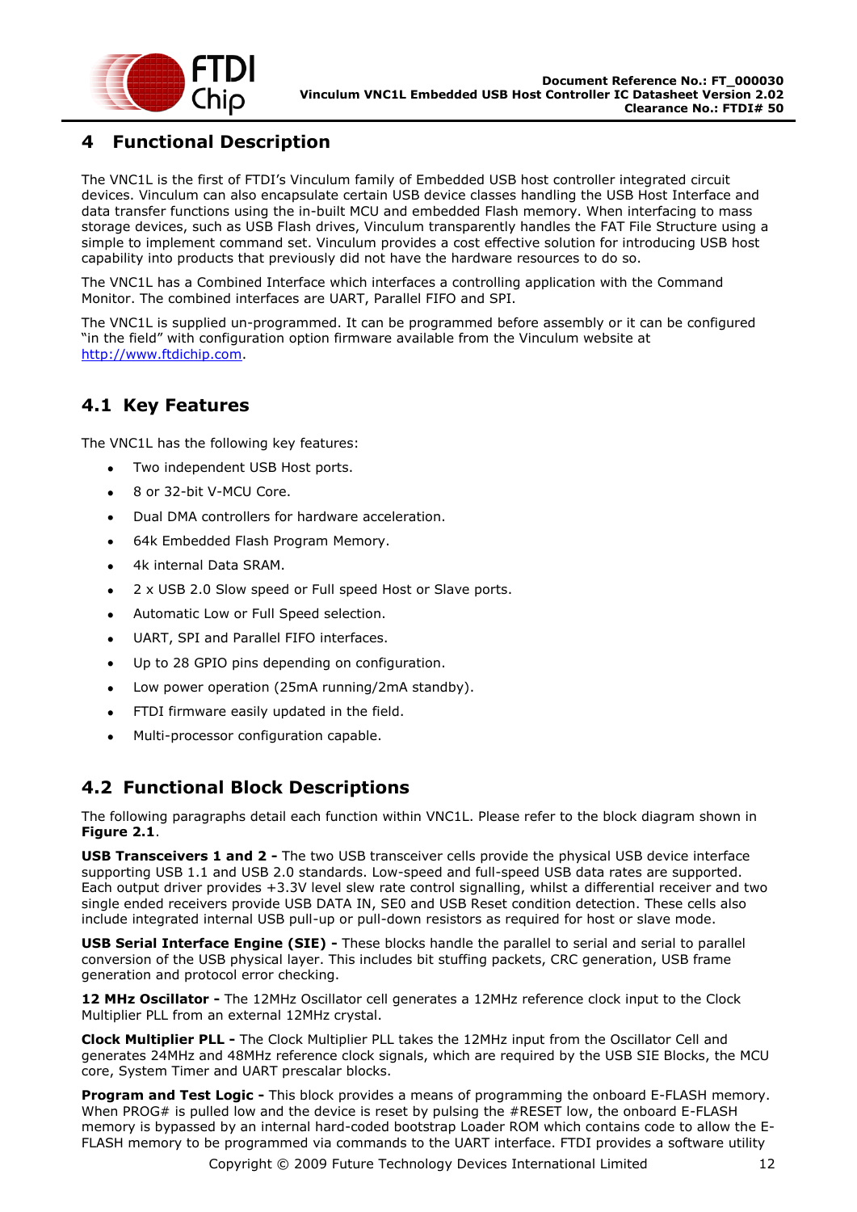# 4 Functional Description

The VNC1L is the first of FTDI's Vinculum family of Embedded USB host controller integrated circuit devices. Vinculum can also encapsulate certain USB device classes handling the USB Host Interface and data transfer functions using the in-built MCU and embedded Flash memory. When interfacing to mass storage devices, such as USB Flash drives, Vinculum transparently handles the FAT File Structure using a simple to implement command set. Vinculum provides a cost effective solution for introducing USB host capability into products that previously did not have the hardware resources to do so.

The VNC1L has a Combined Interface which interfaces a controlling application with the Command Monitor. The combined interfaces are UART, Parallel FIFO and SPI.

The VNC1L is supplied un-programmed. It can be programmed before assembly or it can be configured "in the field" with configuration option firmware available from the Vinculum website at http://www.ftdichip.com.

## 4.1 Key Features

The VNC1L has the following key features:

- Two independent USB Host ports.
- 8 or 32-bit V-MCU Core.
- Dual DMA controllers for hardware acceleration.
- 64k Embedded Flash Program Memory.
- 4k internal Data SRAM.
- 2 x USB 2.0 Slow speed or Full speed Host or Slave ports.
- Automatic Low or Full Speed selection.
- UART, SPI and Parallel FIFO interfaces.
- Up to 28 GPIO pins depending on configuration.
- Low power operation (25mA running/2mA standby).
- FTDI firmware easily updated in the field.
- Multi-processor configuration capable.

## 4.2 Functional Block Descriptions

The following paragraphs detail each function within VNC1L. Please refer to the block diagram shown in **Figure 2.1**.

**USB Transceivers 1 and 2 -** The two USB transceiver cells provide the physical USB device interface supporting USB 1.1 and USB 2.0 standards. Low-speed and full-speed USB data rates are supported. Each output driver provides +3.3V level slew rate control signalling, whilst a differential receiver and two single ended receivers provide USB DATA IN, SE0 and USB Reset condition detection. These cells also include integrated internal USB pull-up or pull-down resistors as required for host or slave mode.

**USB Serial Interface Engine (SIE) -** These blocks handle the parallel to serial and serial to parallel conversion of the USB physical layer. This includes bit stuffing packets, CRC generation, USB frame generation and protocol error checking.

**12 MHz Oscillator -** The 12MHz Oscillator cell generates a 12MHz reference clock input to the Clock Multiplier PLL from an external 12MHz crystal.

**Clock Multiplier PLL -** The Clock Multiplier PLL takes the 12MHz input from the Oscillator Cell and generates 24MHz and 48MHz reference clock signals, which are required by the USB SIE Blocks, the MCU core, System Timer and UART prescalar blocks.

**Program and Test Logic -** This block provides a means of programming the onboard E-FLASH memory. When PROG# is pulled low and the device is reset by pulsing the #RESET low, the onboard E-FLASH memory is bypassed by an internal hard-coded bootstrap Loader ROM which contains code to allow the E-FLASH memory to be programmed via commands to the UART interface. FTDI provides a software utility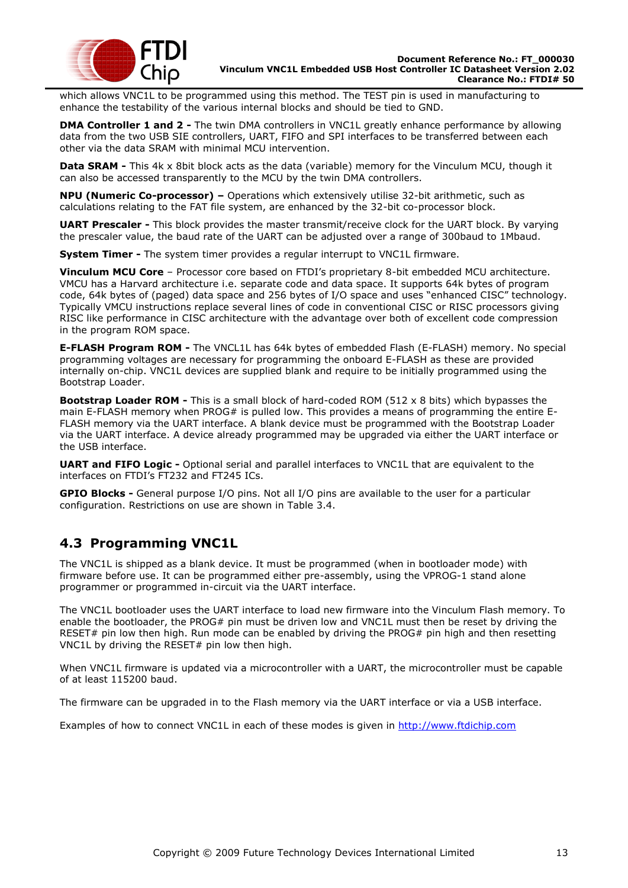which allows VNC1L to be programmed using this method. The TEST pin is used in manufacturing to enhance the testability of the various internal blocks and should be tied to GND.

**DMA Controller 1 and 2 -** The twin DMA controllers in VNC1L greatly enhance performance by allowing data from the two USB SIE controllers, UART, FIFO and SPI interfaces to be transferred between each other via the data SRAM with minimal MCU intervention.

**Data SRAM -** This 4k x 8bit block acts as the data (variable) memory for the Vinculum MCU, though it can also be accessed transparently to the MCU by the twin DMA controllers.

**NPU (Numeric Co-processor) –** Operations which extensively utilise 32-bit arithmetic, such as calculations relating to the FAT file system, are enhanced by the 32-bit co-processor block.

**UART Prescaler -** This block provides the master transmit/receive clock for the UART block. By varying the prescaler value, the baud rate of the UART can be adjusted over a range of 300baud to 1Mbaud.

**System Timer -** The system timer provides a regular interrupt to VNC1L firmware.

**Vinculum MCU Core** – Processor core based on FTDI's proprietary 8-bit embedded MCU architecture. VMCU has a Harvard architecture i.e. separate code and data space. It supports 64k bytes of program code, 64k bytes of (paged) data space and 256 bytes of I/O space and uses "enhanced CISC" technology. Typically VMCU instructions replace several lines of code in conventional CISC or RISC processors giving RISC like performance in CISC architecture with the advantage over both of excellent code compression in the program ROM space.

**E-FLASH Program ROM -** The VNCL1L has 64k bytes of embedded Flash (E-FLASH) memory. No special programming voltages are necessary for programming the onboard E-FLASH as these are provided internally on-chip. VNC1L devices are supplied blank and require to be initially programmed using the Bootstrap Loader.

**Bootstrap Loader ROM -** This is a small block of hard-coded ROM (512 x 8 bits) which bypasses the main E-FLASH memory when PROG# is pulled low. This provides a means of programming the entire E-FLASH memory via the UART interface. A blank device must be programmed with the Bootstrap Loader via the UART interface. A device already programmed may be upgraded via either the UART interface or the USB interface.

**UART and FIFO Logic -** Optional serial and parallel interfaces to VNC1L that are equivalent to the interfaces on FTDI's FT232 and FT245 ICs.

**GPIO Blocks -** General purpose I/O pins. Not all I/O pins are available to the user for a particular configuration. Restrictions on use are shown in Table 3.4.

## 4.3 Programming VNC1L

The VNC1L is shipped as a blank device. It must be programmed (when in bootloader mode) with firmware before use. It can be programmed either pre-assembly, using the VPROG-1 stand alone programmer or programmed in-circuit via the UART interface.

The VNC1L bootloader uses the UART interface to load new firmware into the Vinculum Flash memory. To enable the bootloader, the PROG# pin must be driven low and VNC1L must then be reset by driving the RESET# pin low then high. Run mode can be enabled by driving the PROG# pin high and then resetting VNC1L by driving the RESET# pin low then high.

When VNC1L firmware is updated via a microcontroller with a UART, the microcontroller must be capable of at least 115200 baud.

The firmware can be upgraded in to the Flash memory via the UART interface or via a USB interface.

Examples of how to connect VNC1L in each of these modes is given in [http://www.ftdichip.com](http://www.ftdichip.com)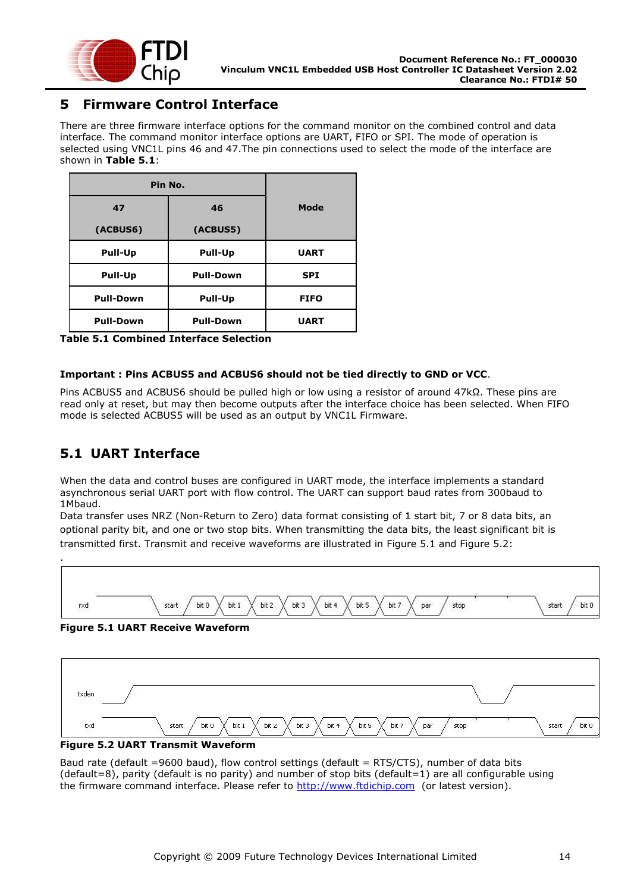# 5 Firmware Control Interface

There are three firmware interface options for the command monitor on the combined control and data interface. The command monitor interface options are UART, FIFO or SPI. The mode of operation is selected using VNC1L pins 46 and 47.The pin connections used to select the mode of the interface are shown in **Table 5.1**:

| Pin No. | | Mode |
|---|---|---|
| **47 (ACBUS6)** | **46 (ACBUS5)** | |
| **Pull-Up** | **Pull-Up** | **UART** |
| **Pull-Up** | **Pull-Down** | **SPI** |
| **Pull-Down** | **Pull-Up** | **FIFO** |
| **Pull-Down** | **Pull-Down** | **UART** |

**Table 5.1 Combined Interface Selection**

**Important : Pins ACBUS5 and ACBUS6 should not be tied directly to GND or VCC**.

Pins ACBUS5 and ACBUS6 should be pulled high or low using a resistor of around 47kΩ. These pins are read only at reset, but may then become outputs after the interface choice has been selected. When FIFO mode is selected ACBUS5 will be used as an output by VNC1L Firmware.

## 5.1 UART Interface

When the data and control buses are configured in UART mode, the interface implements a standard asynchronous serial UART port with flow control. The UART can support baud rates from 300baud to 1Mbaud.

Data transfer uses NRZ (Non-Return to Zero) data format consisting of 1 start bit, 7 or 8 data bits, an optional parity bit, and one or two stop bits. When transmitting the data bits, the least significant bit is transmitted first. Transmit and receive waveforms are illustrated in Figure 5.1 and Figure 5.2:

.

rxd start bit 0 bit 1 bit 2 bit 3 bit 4 bit 5 bit 7 par stop start bit 0

**Figure 5.1 UART Receive Waveform**

txden

txd start bit 0 bit 1 bit 2 bit 3 bit 4 bit 5 bit 7 par stop start bit 0

**Figure 5.2 UART Transmit Waveform**

Baud rate (default =9600 baud), flow control settings (default = RTS/CTS), number of data bits (default=8), parity (default is no parity) and number of stop bits (default=1) are all configurable using the firmware command interface. Please refer to http://www.ftdichip.com (or latest version).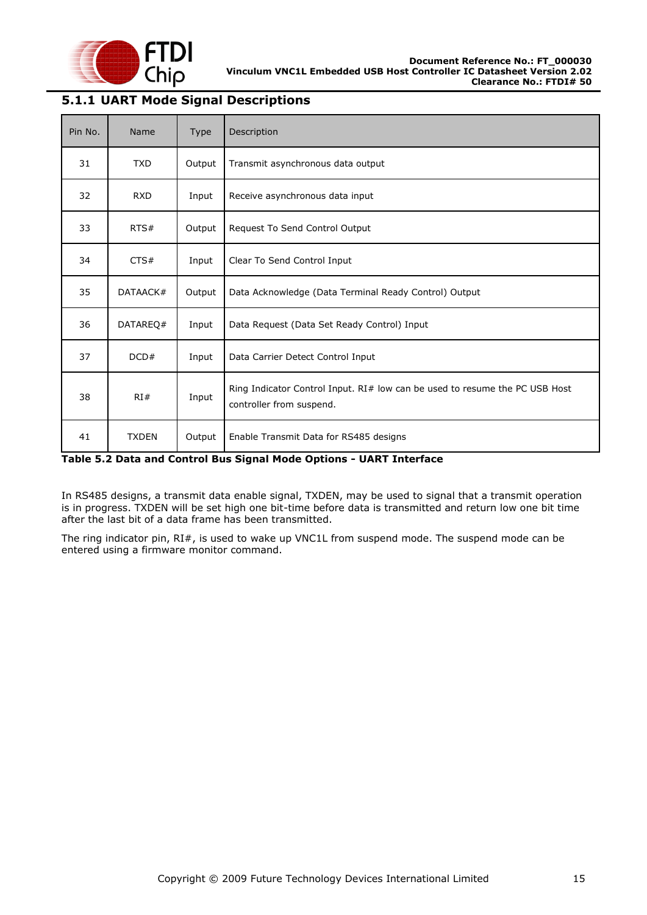### 5.1.1 UART Mode Signal Descriptions

| Pin No. | Name | Type | Description |
|---|---|---|---|
| 31 | TXD | Output | Transmit asynchronous data output |
| 32 | RXD | Input | Receive asynchronous data input |
| 33 | RTS# | Output | Request To Send Control Output |
| 34 | CTS# | Input | Clear To Send Control Input |
| 35 | DATAACK# | Output | Data Acknowledge (Data Terminal Ready Control) Output |
| 36 | DATAREQ# | Input | Data Request (Data Set Ready Control) Input |
| 37 | DCD# | Input | Data Carrier Detect Control Input |
| 38 | RI# | Input | Ring Indicator Control Input. RI# low can be used to resume the PC USB Host controller from suspend. |
| 41 | TXDEN | Output | Enable Transmit Data for RS485 designs |

**Table 5.2 Data and Control Bus Signal Mode Options - UART Interface**

In RS485 designs, a transmit data enable signal, TXDEN, may be used to signal that a transmit operation is in progress. TXDEN will be set high one bit-time before data is transmitted and return low one bit time after the last bit of a data frame has been transmitted.

The ring indicator pin, RI#, is used to wake up VNC1L from suspend mode. The suspend mode can be entered using a firmware monitor command.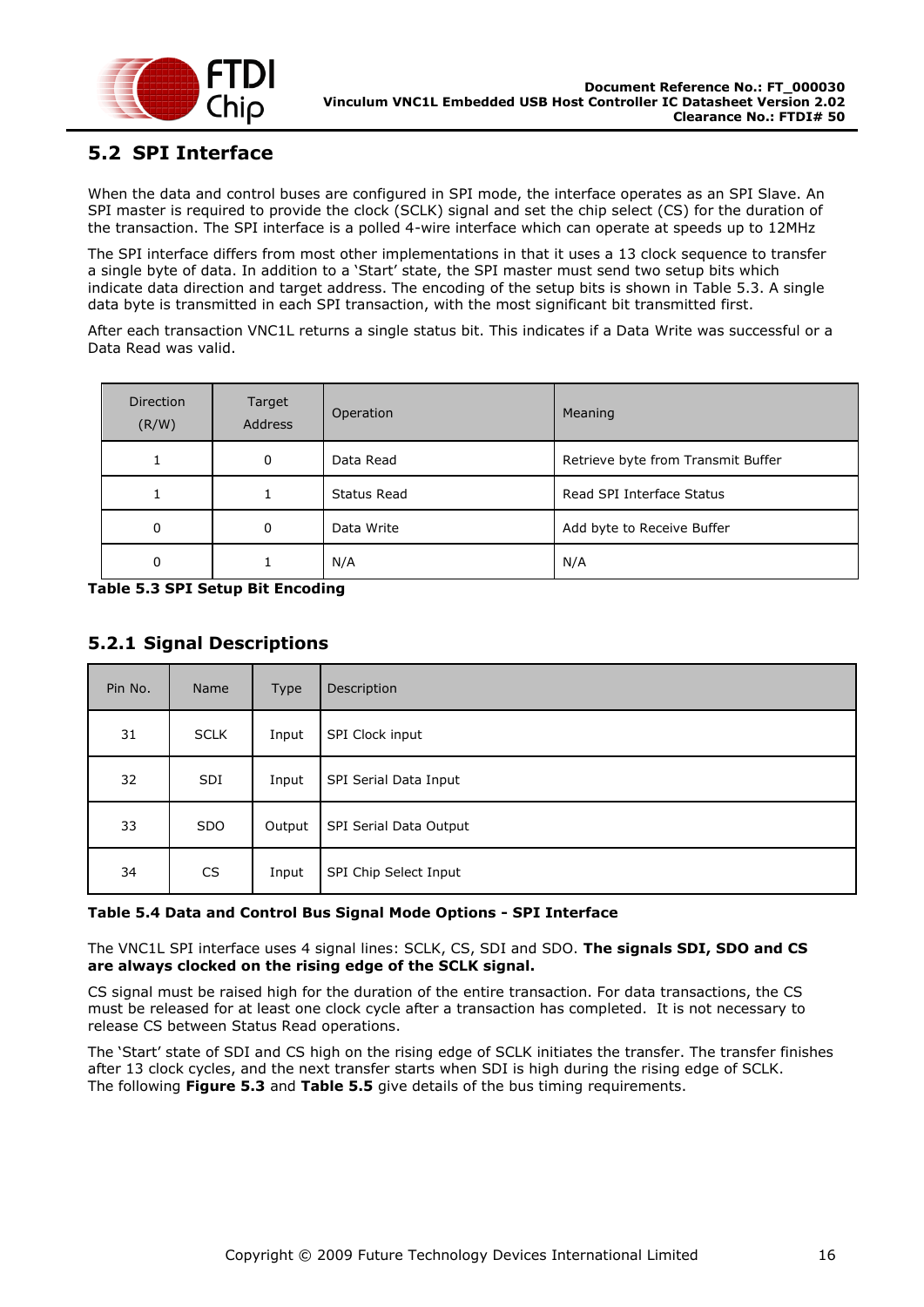## 5.2 SPI Interface

When the data and control buses are configured in SPI mode, the interface operates as an SPI Slave. An SPI master is required to provide the clock (SCLK) signal and set the chip select (CS) for the duration of the transaction. The SPI interface is a polled 4-wire interface which can operate at speeds up to 12MHz

The SPI interface differs from most other implementations in that it uses a 13 clock sequence to transfer a single byte of data. In addition to a 'Start' state, the SPI master must send two setup bits which indicate data direction and target address. The encoding of the setup bits is shown in Table 5.3. A single data byte is transmitted in each SPI transaction, with the most significant bit transmitted first.

After each transaction VNC1L returns a single status bit. This indicates if a Data Write was successful or a Data Read was valid.

| Direction (R/W) | Target Address | Operation | Meaning |
|---|---|---|---|
| 1 | 0 | Data Read | Retrieve byte from Transmit Buffer |
| 1 | 1 | Status Read | Read SPI Interface Status |
| 0 | 0 | Data Write | Add byte to Receive Buffer |
| 0 | 1 | N/A | N/A |

**Table 5.3 SPI Setup Bit Encoding**

### 5.2.1 Signal Descriptions

| Pin No. | Name | Type | Description |
|---|---|---|---|
| 31 | SCLK | Input | SPI Clock input |
| 32 | SDI | Input | SPI Serial Data Input |
| 33 | SDO | Output | SPI Serial Data Output |
| 34 | CS | Input | SPI Chip Select Input |

**Table 5.4 Data and Control Bus Signal Mode Options - SPI Interface**

The VNC1L SPI interface uses 4 signal lines: SCLK, CS, SDI and SDO. **The signals SDI, SDO and CS are always clocked on the rising edge of the SCLK signal.**

CS signal must be raised high for the duration of the entire transaction. For data transactions, the CS must be released for at least one clock cycle after a transaction has completed. It is not necessary to release CS between Status Read operations.

The 'Start' state of SDI and CS high on the rising edge of SCLK initiates the transfer. The transfer finishes after 13 clock cycles, and the next transfer starts when SDI is high during the rising edge of SCLK. The following **Figure 5.3** and **Table 5.5** give details of the bus timing requirements.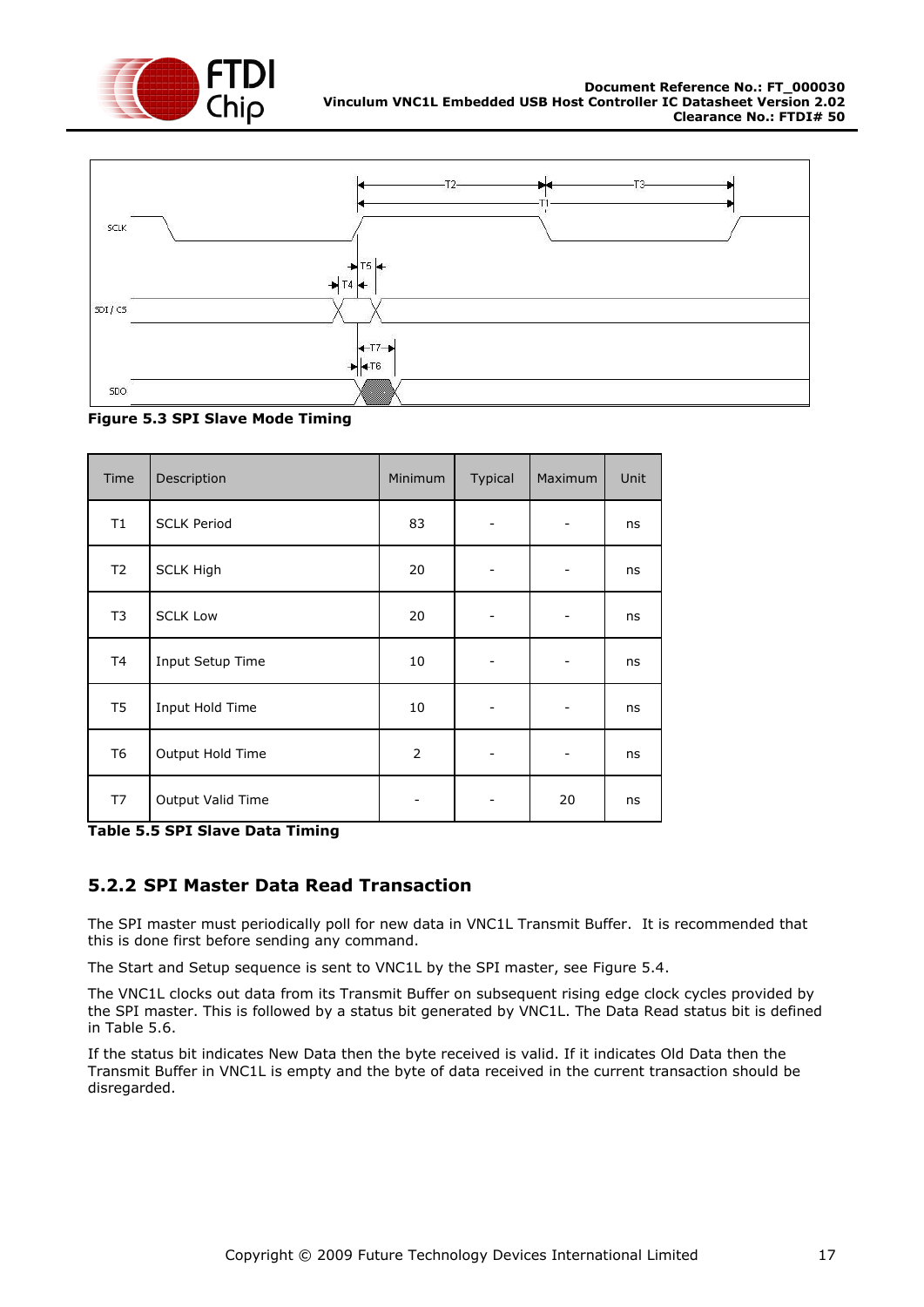**Figure 5.3 SPI Slave Mode Timing**

| Time | Description | Minimum | Typical | Maximum | Unit |
|---|---|---|---|---|---|
| T1 | SCLK Period | 83 | - | - | ns |
| T2 | SCLK High | 20 | - | - | ns |
| T3 | SCLK Low | 20 | - | - | ns |
| T4 | Input Setup Time | 10 | - | - | ns |
| T5 | Input Hold Time | 10 | - | - | ns |
| T6 | Output Hold Time | 2 | - | - | ns |
| T7 | Output Valid Time | - | - | 20 | ns |

**Table 5.5 SPI Slave Data Timing**

## 5.2.2 SPI Master Data Read Transaction

The SPI master must periodically poll for new data in VNC1L Transmit Buffer. It is recommended that this is done first before sending any command.

The Start and Setup sequence is sent to VNC1L by the SPI master, see Figure 5.4.

The VNC1L clocks out data from its Transmit Buffer on subsequent rising edge clock cycles provided by the SPI master. This is followed by a status bit generated by VNC1L. The Data Read status bit is defined in Table 5.6.

If the status bit indicates New Data then the byte received is valid. If it indicates Old Data then the Transmit Buffer in VNC1L is empty and the byte of data received in the current transaction should be disregarded.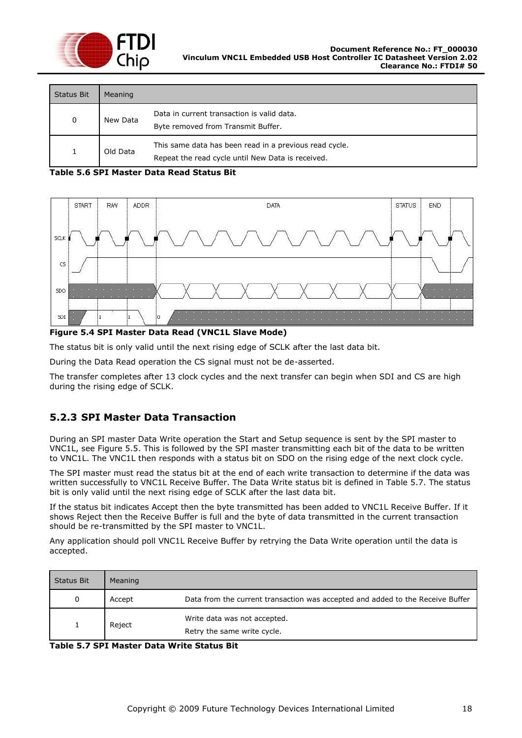| Status Bit | Meaning | |
|---|---|---|
| 0 | New Data | Data in current transaction is valid data. Byte removed from Transmit Buffer. |
| 1 | Old Data | This same data has been read in a previous read cycle. Repeat the read cycle until New Data is received. |

**Table 5.6 SPI Master Data Read Status Bit**

**Figure 5.4 SPI Master Data Read (VNC1L Slave Mode)**

The status bit is only valid until the next rising edge of SCLK after the last data bit.

During the Data Read operation the CS signal must not be de-asserted.

The transfer completes after 13 clock cycles and the next transfer can begin when SDI and CS are high during the rising edge of SCLK.

### 5.2.3 SPI Master Data Transaction

During an SPI master Data Write operation the Start and Setup sequence is sent by the SPI master to VNC1L, see Figure 5.5. This is followed by the SPI master transmitting each bit of the data to be written to VNC1L. The VNC1L then responds with a status bit on SDO on the rising edge of the next clock cycle.

The SPI master must read the status bit at the end of each write transaction to determine if the data was written successfully to VNC1L Receive Buffer. The Data Write status bit is defined in Table 5.7. The status bit is only valid until the next rising edge of SCLK after the last data bit.

If the status bit indicates Accept then the byte transmitted has been added to VNC1L Receive Buffer. If it shows Reject then the Receive Buffer is full and the byte of data transmitted in the current transaction should be re-transmitted by the SPI master to VNC1L.

Any application should poll VNC1L Receive Buffer by retrying the Data Write operation until the data is accepted.

| Status Bit | Meaning | |
|---|---|---|
| 0 | Accept | Data from the current transaction was accepted and added to the Receive Buffer |
| 1 | Reject | Write data was not accepted. Retry the same write cycle. |

**Table 5.7 SPI Master Data Write Status Bit**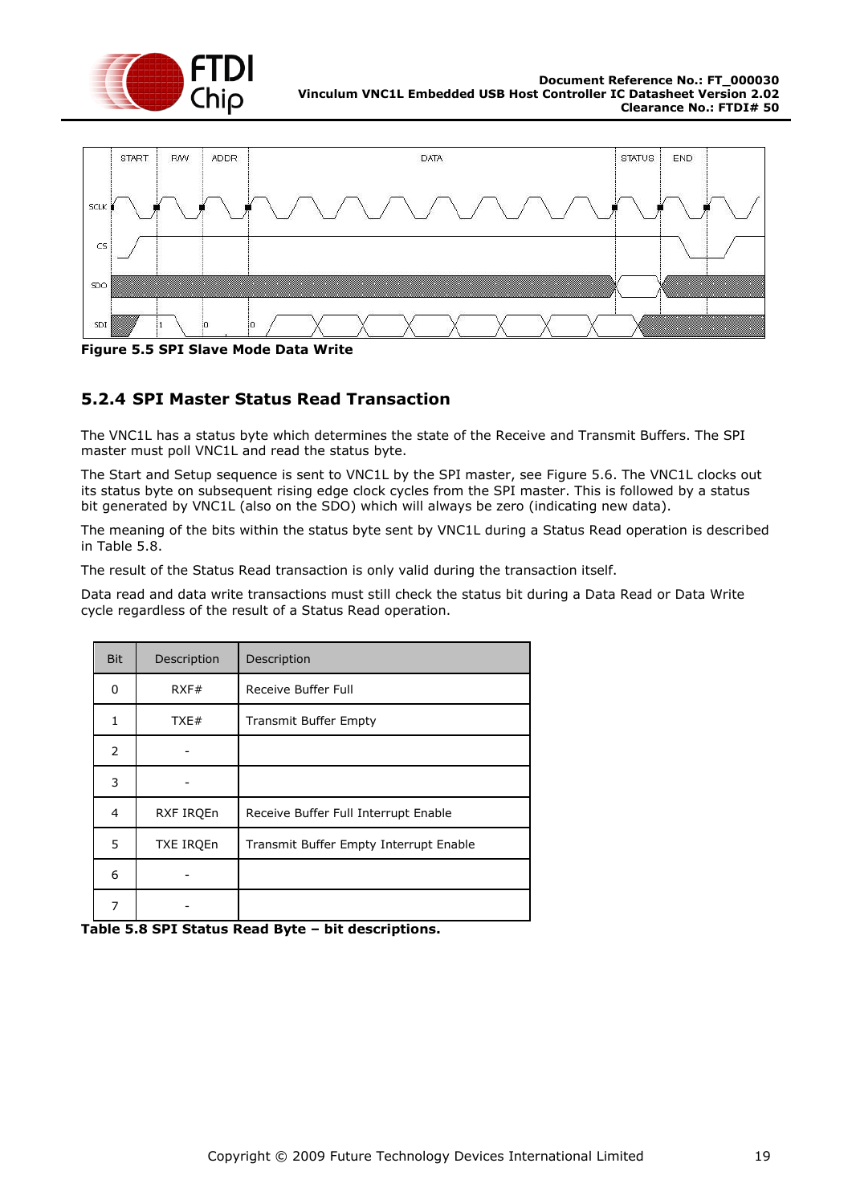Figure 5.5 SPI Slave Mode Data Write

### 5.2.4 SPI Master Status Read Transaction

The VNC1L has a status byte which determines the state of the Receive and Transmit Buffers. The SPI master must poll VNC1L and read the status byte.

The Start and Setup sequence is sent to VNC1L by the SPI master, see Figure 5.6. The VNC1L clocks out its status byte on subsequent rising edge clock cycles from the SPI master. This is followed by a status bit generated by VNC1L (also on the SDO) which will always be zero (indicating new data).

The meaning of the bits within the status byte sent by VNC1L during a Status Read operation is described in Table 5.8.

The result of the Status Read transaction is only valid during the transaction itself.

Data read and data write transactions must still check the status bit during a Data Read or Data Write cycle regardless of the result of a Status Read operation.

| Bit | Description | Description |
|---|---|---|
| 0 | RXF# | Receive Buffer Full |
| 1 | TXE# | Transmit Buffer Empty |
| 2 | - | |
| 3 | - | |
| 4 | RXF IRQEn | Receive Buffer Full Interrupt Enable |
| 5 | TXE IRQEn | Transmit Buffer Empty Interrupt Enable |
| 6 | - | |
| 7 | - | |

**Table 5.8 SPI Status Read Byte – bit descriptions.**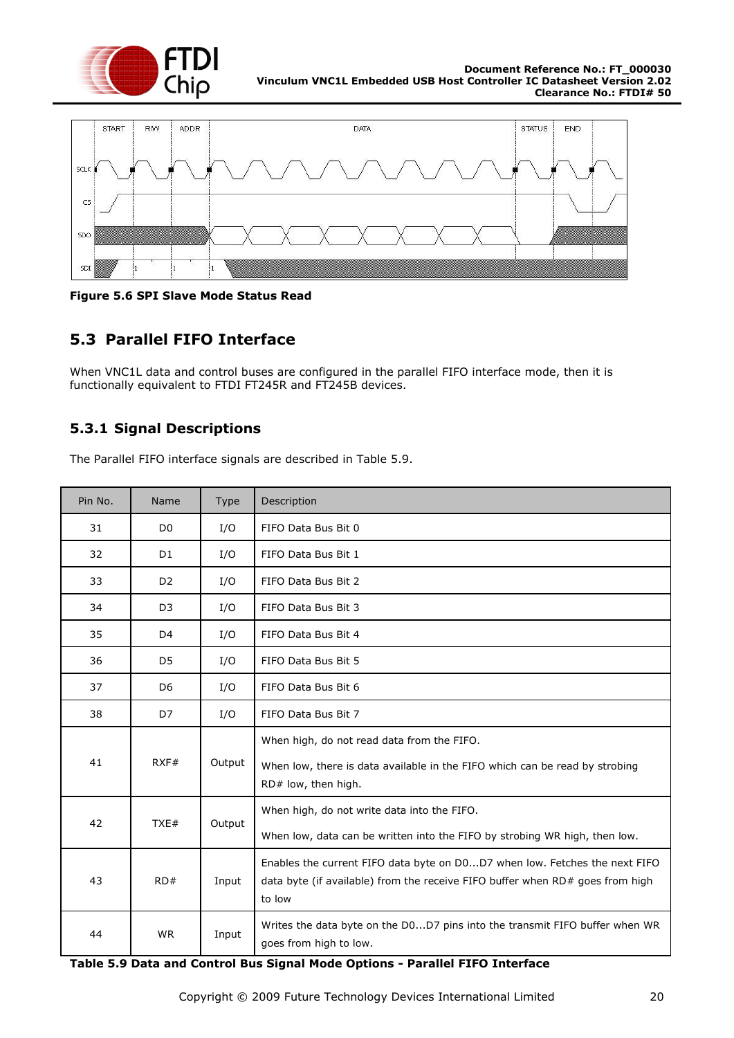**Figure 5.6 SPI Slave Mode Status Read**

## 5.3 Parallel FIFO Interface

When VNC1L data and control buses are configured in the parallel FIFO interface mode, then it is functionally equivalent to FTDI FT245R and FT245B devices.

### 5.3.1 Signal Descriptions

The Parallel FIFO interface signals are described in Table 5.9.

| Pin No. | Name | Type | Description |
|---|---|---|---|
| 31 | D0 | I/O | FIFO Data Bus Bit 0 |
| 32 | D1 | I/O | FIFO Data Bus Bit 1 |
| 33 | D2 | I/O | FIFO Data Bus Bit 2 |
| 34 | D3 | I/O | FIFO Data Bus Bit 3 |
| 35 | D4 | I/O | FIFO Data Bus Bit 4 |
| 36 | D5 | I/O | FIFO Data Bus Bit 5 |
| 37 | D6 | I/O | FIFO Data Bus Bit 6 |
| 38 | D7 | I/O | FIFO Data Bus Bit 7 |
| 41 | RXF# | Output | When high, do not read data from the FIFO.<br><br>When low, there is data available in the FIFO which can be read by strobing RD# low, then high. |
| 42 | TXE# | Output | When high, do not write data into the FIFO.<br><br>When low, data can be written into the FIFO by strobing WR high, then low. |
| 43 | RD# | Input | Enables the current FIFO data byte on D0...D7 when low. Fetches the next FIFO data byte (if available) from the receive FIFO buffer when RD# goes from high to low |
| 44 | WR | Input | Writes the data byte on the D0...D7 pins into the transmit FIFO buffer when WR goes from high to low. |

**Table 5.9 Data and Control Bus Signal Mode Options - Parallel FIFO Interface**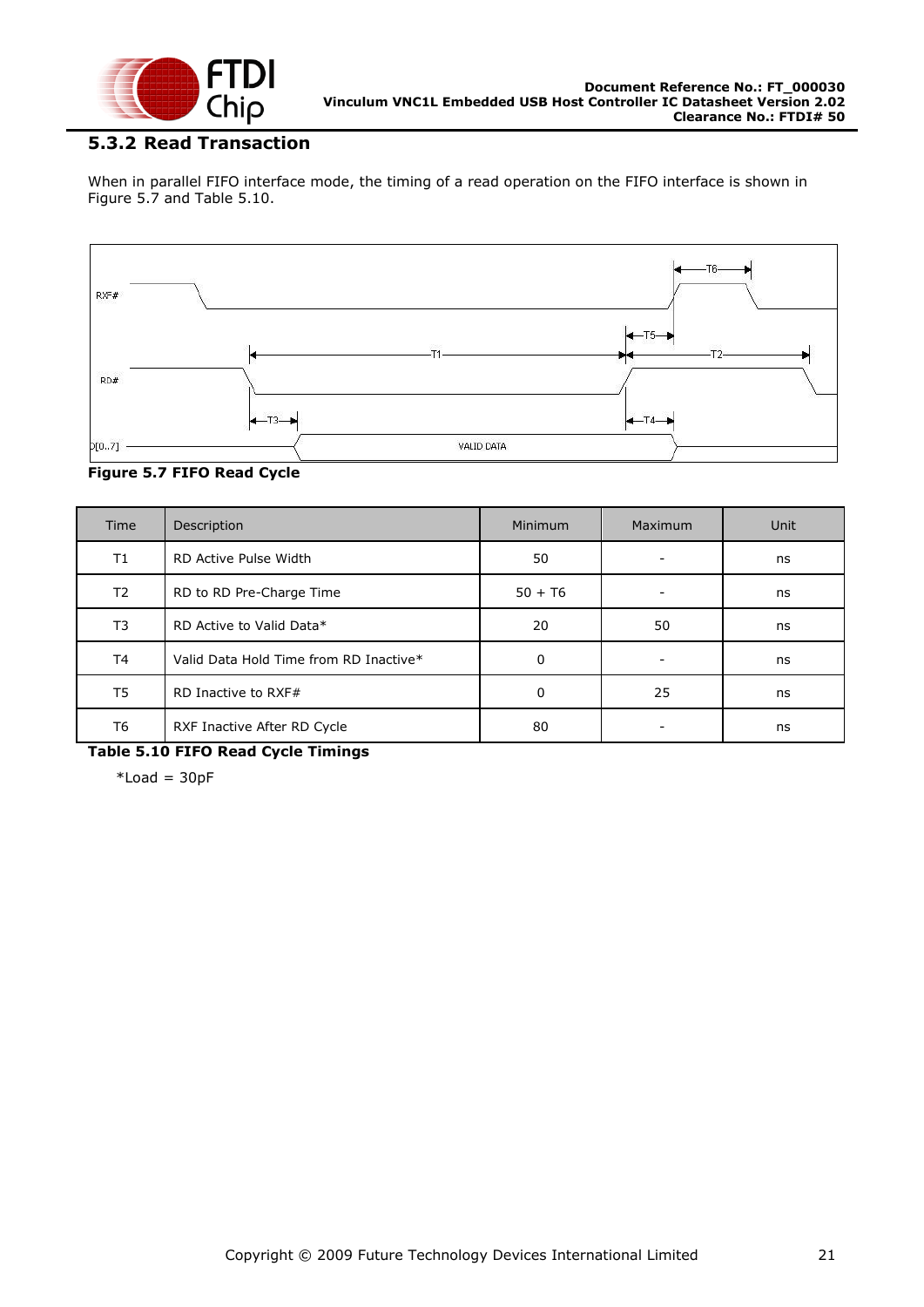### 5.3.2 Read Transaction

When in parallel FIFO interface mode, the timing of a read operation on the FIFO interface is shown in Figure 5.7 and Table 5.10.

**Figure 5.7 FIFO Read Cycle**

| Time | Description | Minimum | Maximum | Unit |
|---|---|---|---|---|
| T1 | RD Active Pulse Width | 50 | - | ns |
| T2 | RD to RD Pre-Charge Time | 50 + T6 | - | ns |
| T3 | RD Active to Valid Data* | 20 | 50 | ns |
| T4 | Valid Data Hold Time from RD Inactive* | 0 | - | ns |
| T5 | RD Inactive to RXF# | 0 | 25 | ns |
| T6 | RXF Inactive After RD Cycle | 80 | - | ns |

**Table 5.10 FIFO Read Cycle Timings**

*Load = 30pF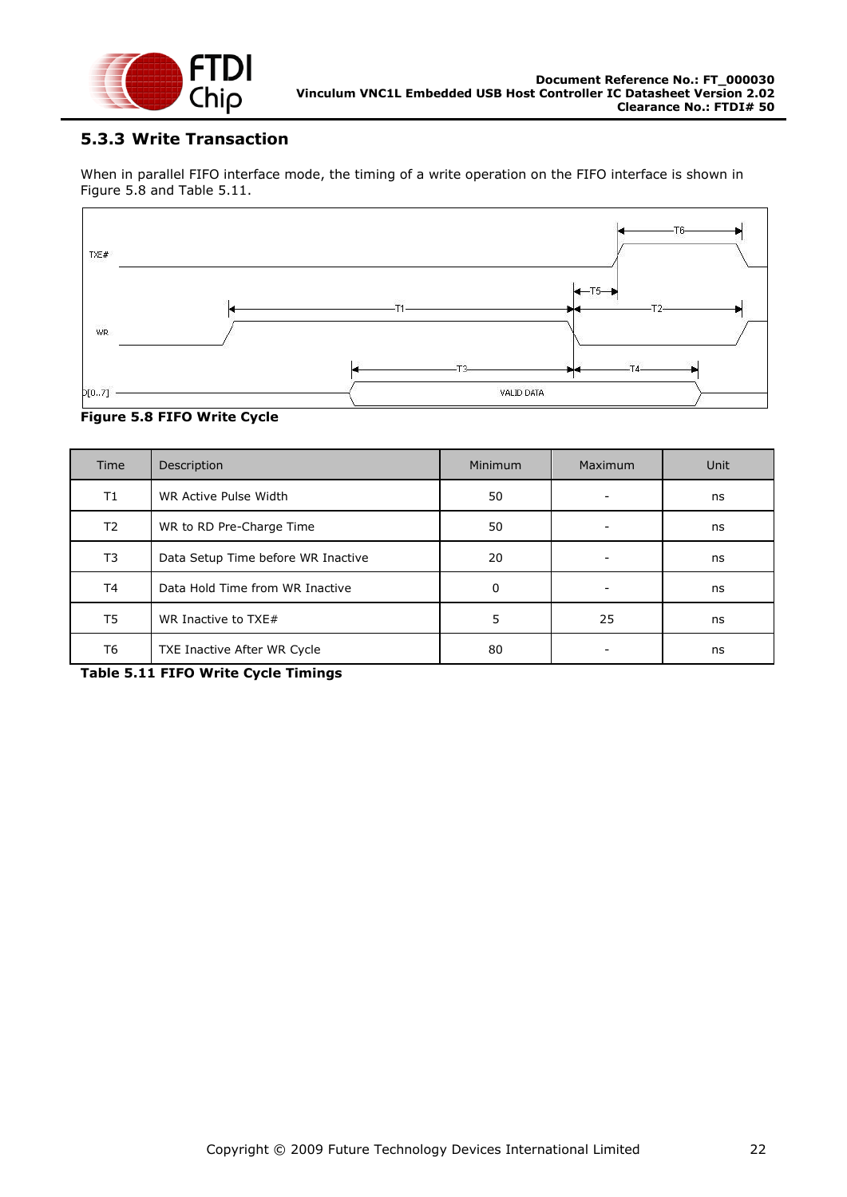### 5.3.3 Write Transaction

When in parallel FIFO interface mode, the timing of a write operation on the FIFO interface is shown in Figure 5.8 and Table 5.11.

**Figure 5.8 FIFO Write Cycle**

| Time | Description | Minimum | Maximum | Unit |
|---|---|---|---|---|
| T1 | WR Active Pulse Width | 50 | - | ns |
| T2 | WR to RD Pre-Charge Time | 50 | - | ns |
| T3 | Data Setup Time before WR Inactive | 20 | - | ns |
| T4 | Data Hold Time from WR Inactive | 0 | - | ns |
| T5 | WR Inactive to TXE# | 5 | 25 | ns |
| T6 | TXE Inactive After WR Cycle | 80 | - | ns |

**Table 5.11 FIFO Write Cycle Timings**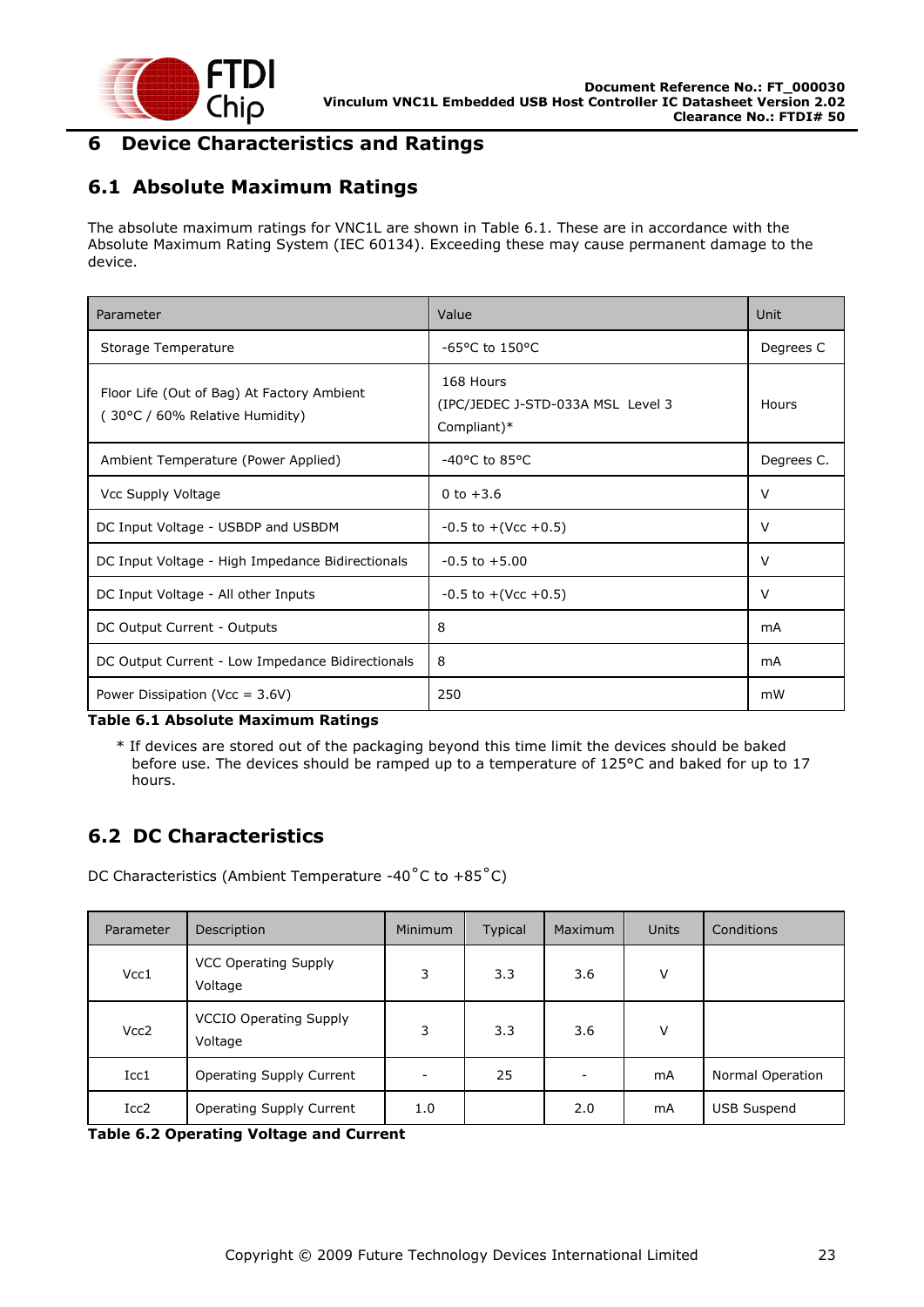# 6 Device Characteristics and Ratings

## 6.1 Absolute Maximum Ratings

The absolute maximum ratings for VNC1L are shown in Table 6.1. These are in accordance with the Absolute Maximum Rating System (IEC 60134). Exceeding these may cause permanent damage to the device.

| Parameter | Value | Unit |
|---|---|---|
| Storage Temperature | -65°C to 150°C | Degrees C |
| Floor Life (Out of Bag) At Factory Ambient ( 30°C / 60% Relative Humidity) | 168 Hours (IPC/JEDEC J-STD-033A MSL Level 3 Compliant)* | Hours |
| Ambient Temperature (Power Applied) | -40°C to 85°C | Degrees C. |
| Vcc Supply Voltage | 0 to +3.6 | V |
| DC Input Voltage - USBDP and USBDM | -0.5 to +(Vcc +0.5) | V |
| DC Input Voltage - High Impedance Bidirectionals | -0.5 to +5.00 | V |
| DC Input Voltage - All other Inputs | -0.5 to +(Vcc +0.5) | V |
| DC Output Current - Outputs | 8 | mA |
| DC Output Current - Low Impedance Bidirectionals | 8 | mA |
| Power Dissipation (Vcc = 3.6V) | 250 | mW |

**Table 6.1 Absolute Maximum Ratings**

* If devices are stored out of the packaging beyond this time limit the devices should be baked before use. The devices should be ramped up to a temperature of 125°C and baked for up to 17 hours.

## 6.2 DC Characteristics

DC Characteristics (Ambient Temperature -40˚C to +85˚C)

| Parameter | Description | Minimum | Typical | Maximum | Units | Conditions |
|---|---|---|---|---|---|---|
| Vcc1 | VCC Operating Supply Voltage | 3 | 3.3 | 3.6 | V | |
| Vcc2 | VCCIO Operating Supply Voltage | 3 | 3.3 | 3.6 | V | |
| Icc1 | Operating Supply Current | - | 25 | - | mA | Normal Operation |
| Icc2 | Operating Supply Current | 1.0 | | 2.0 | mA | USB Suspend |

**Table 6.2 Operating Voltage and Current**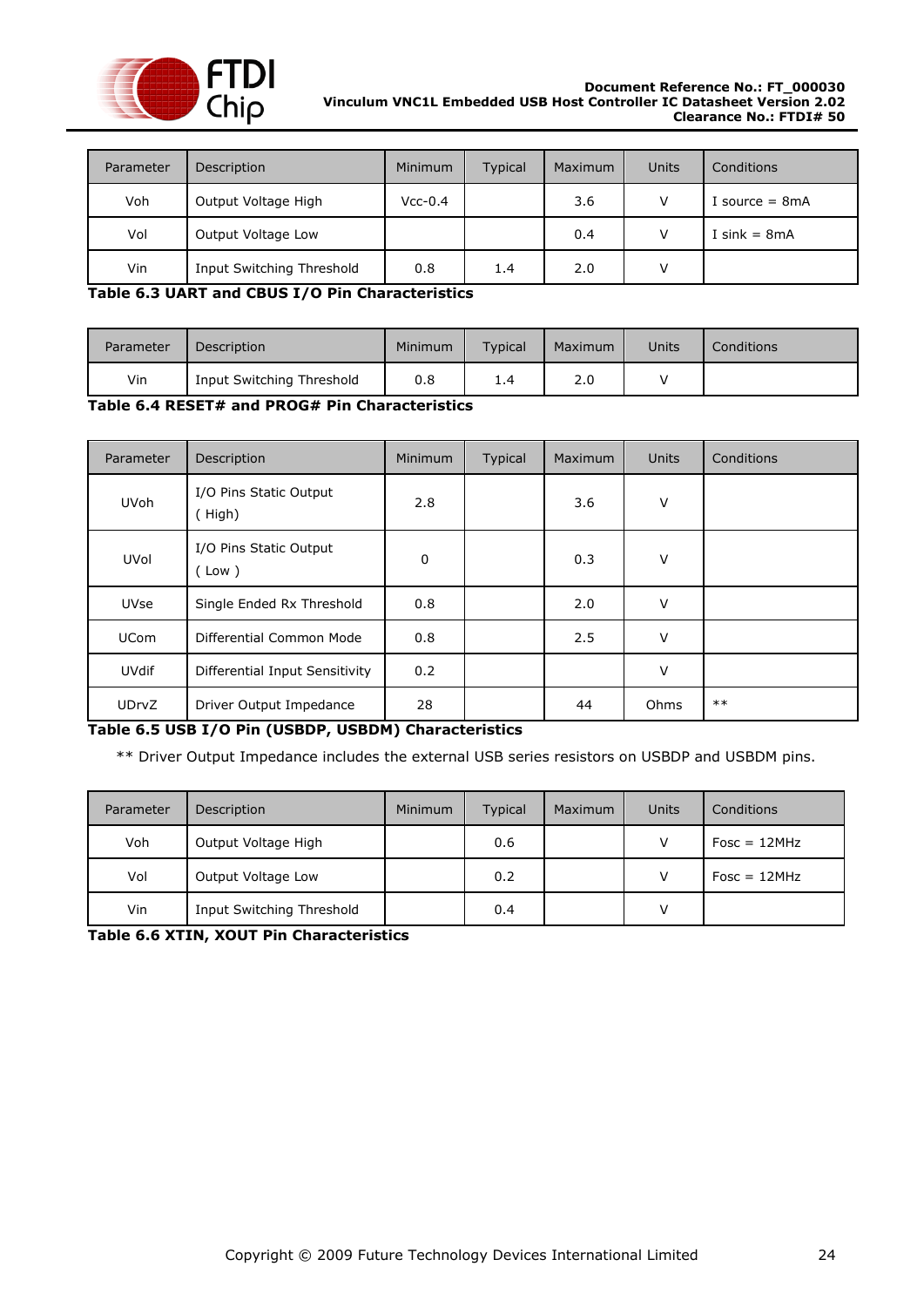| Parameter | Description | Minimum | Typical | Maximum | Units | Conditions |
|---|---|---|---|---|---|---|
| Voh | Output Voltage High | Vcc-0.4 | | 3.6 | V | I source = 8mA |
| Vol | Output Voltage Low | | | 0.4 | V | I sink = 8mA |
| Vin | Input Switching Threshold | 0.8 | 1.4 | 2.0 | V | |

**Table 6.3 UART and CBUS I/O Pin Characteristics**

| Parameter | Description | Minimum | Typical | Maximum | Units | Conditions |
|---|---|---|---|---|---|---|
| Vin | Input Switching Threshold | 0.8 | 1.4 | 2.0 | V | |

**Table 6.4 RESET# and PROG# Pin Characteristics**

| Parameter | Description | Minimum | Typical | Maximum | Units | Conditions |
|---|---|---|---|---|---|---|
| UVoh | I/O Pins Static Output ( High) | 2.8 | | 3.6 | V | |
| UVol | I/O Pins Static Output ( Low ) | 0 | | 0.3 | V | |
| UVse | Single Ended Rx Threshold | 0.8 | | 2.0 | V | |
| UCom | Differential Common Mode | 0.8 | | 2.5 | V | |
| UVdif | Differential Input Sensitivity | 0.2 | | | V | |
| UDrvZ | Driver Output Impedance | 28 | | 44 | Ohms | ** |

**Table 6.5 USB I/O Pin (USBDP, USBDM) Characteristics**

** Driver Output Impedance includes the external USB series resistors on USBDP and USBDM pins.

| Parameter | Description | Minimum | Typical | Maximum | Units | Conditions |
|---|---|---|---|---|---|---|
| Voh | Output Voltage High | | 0.6 | | V | Fosc = 12MHz |
| Vol | Output Voltage Low | | 0.2 | | V | Fosc = 12MHz |
| Vin | Input Switching Threshold | | 0.4 | | V | |

**Table 6.6 XTIN, XOUT Pin Characteristics**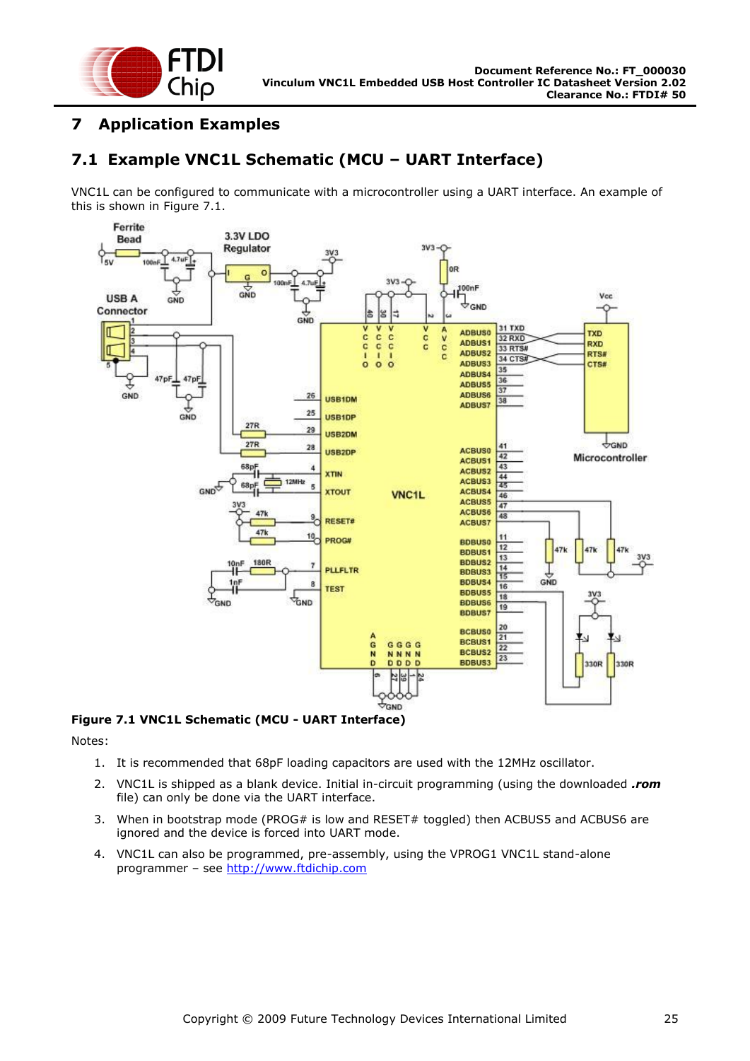# 7 Application Examples

## 7.1 Example VNC1L Schematic (MCU – UART Interface)

VNC1L can be configured to communicate with a microcontroller using a UART interface. An example of this is shown in Figure 7.1.

**Figure 7.1 VNC1L Schematic (MCU - UART Interface)**

Notes:

1. It is recommended that 68pF loading capacitors are used with the 12MHz oscillator.
2. VNC1L is shipped as a blank device. Initial in-circuit programming (using the downloaded ***.rom*** file) can only be done via the UART interface.
3. When in bootstrap mode (PROG# is low and RESET# toggled) then ACBUS5 and ACBUS6 are ignored and the device is forced into UART mode.
4. VNC1L can also be programmed, pre-assembly, using the VPROG1 VNC1L stand-alone programmer – see http://www.ftdichip.com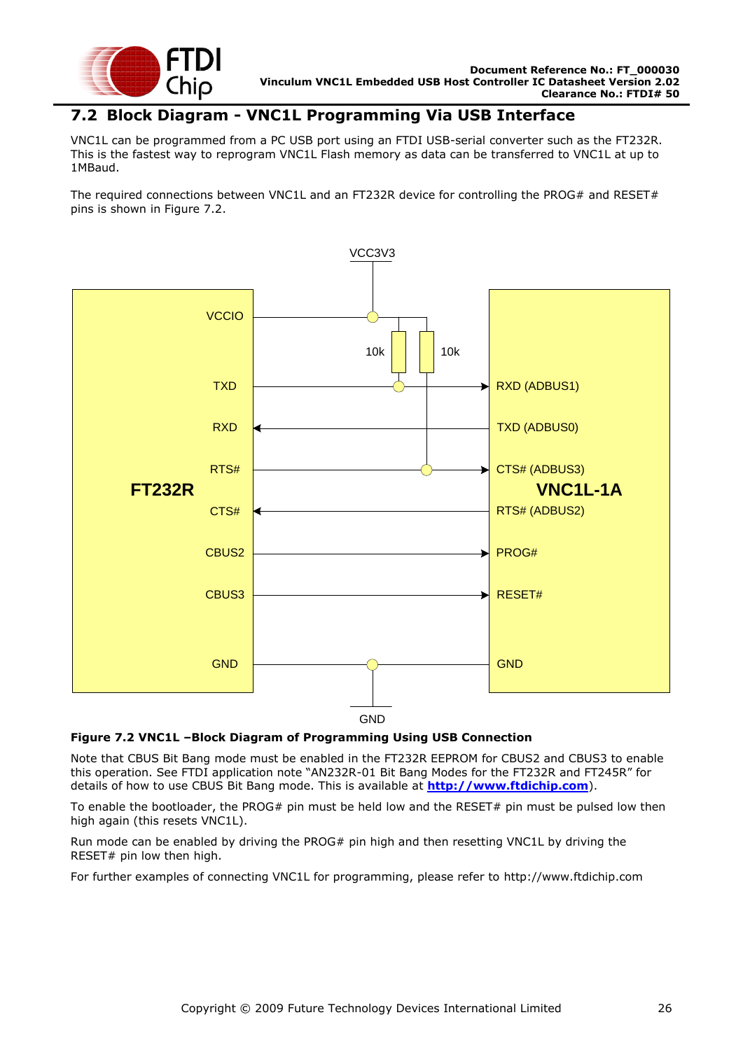## 7.2 Block Diagram - VNC1L Programming Via USB Interface

VNC1L can be programmed from a PC USB port using an FTDI USB-serial converter such as the FT232R. This is the fastest way to reprogram VNC1L Flash memory as data can be transferred to VNC1L at up to 1MBaud.

The required connections between VNC1L and an FT232R device for controlling the PROG# and RESET# pins is shown in Figure 7.2.

VCC3V3

| FT232R | Connection | VNC1L-1A |
|---|---|---|
| VCCIO | → VCC3V3 (10k pull-ups to TXD/RXD and RTS#/CTS# lines) | |
| TXD | → | RXD (ADBUS1) |
| RXD | ← | TXD (ADBUS0) |
| RTS# | → | CTS# (ADBUS3) |
| CTS# | ← | RTS# (ADBUS2) |
| CBUS2 | → | PROG# |
| CBUS3 | → | RESET# |
| GND | — GND — | GND |

**Figure 7.2 VNC1L –Block Diagram of Programming Using USB Connection**

Note that CBUS Bit Bang mode must be enabled in the FT232R EEPROM for CBUS2 and CBUS3 to enable this operation. See FTDI application note "AN232R-01 Bit Bang Modes for the FT232R and FT245R" for details of how to use CBUS Bit Bang mode. This is available at **http://www.ftdichip.com**).

To enable the bootloader, the PROG# pin must be held low and the RESET# pin must be pulsed low then high again (this resets VNC1L).

Run mode can be enabled by driving the PROG# pin high and then resetting VNC1L by driving the RESET# pin low then high.

For further examples of connecting VNC1L for programming, please refer to http://www.ftdichip.com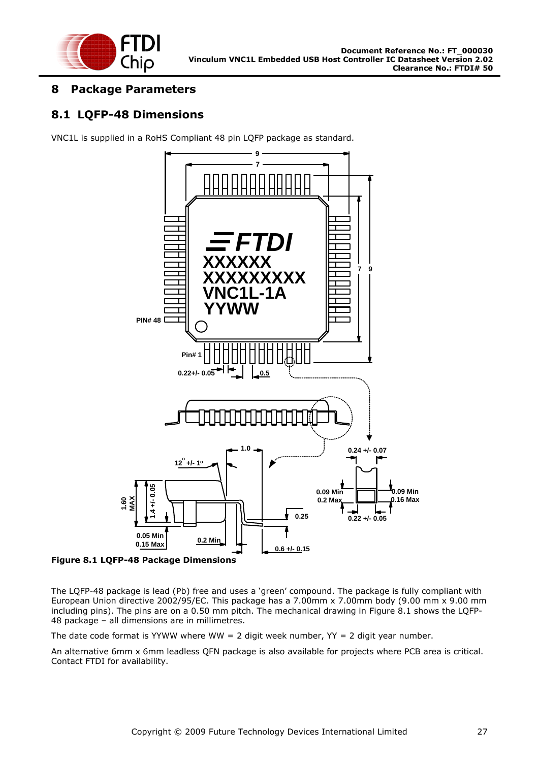# 8 Package Parameters

## 8.1 LQFP-48 Dimensions

VNC1L is supplied in a RoHS Compliant 48 pin LQFP package as standard.

**Figure 8.1 LQFP-48 Package Dimensions**

The LQFP-48 package is lead (Pb) free and uses a 'green' compound. The package is fully compliant with European Union directive 2002/95/EC. This package has a 7.00mm x 7.00mm body (9.00 mm x 9.00 mm including pins). The pins are on a 0.50 mm pitch. The mechanical drawing in Figure 8.1 shows the LQFP-48 package – all dimensions are in millimetres.

The date code format is YYWW where WW = 2 digit week number, YY = 2 digit year number.

An alternative 6mm x 6mm leadless QFN package is also available for projects where PCB area is critical. Contact FTDI for availability.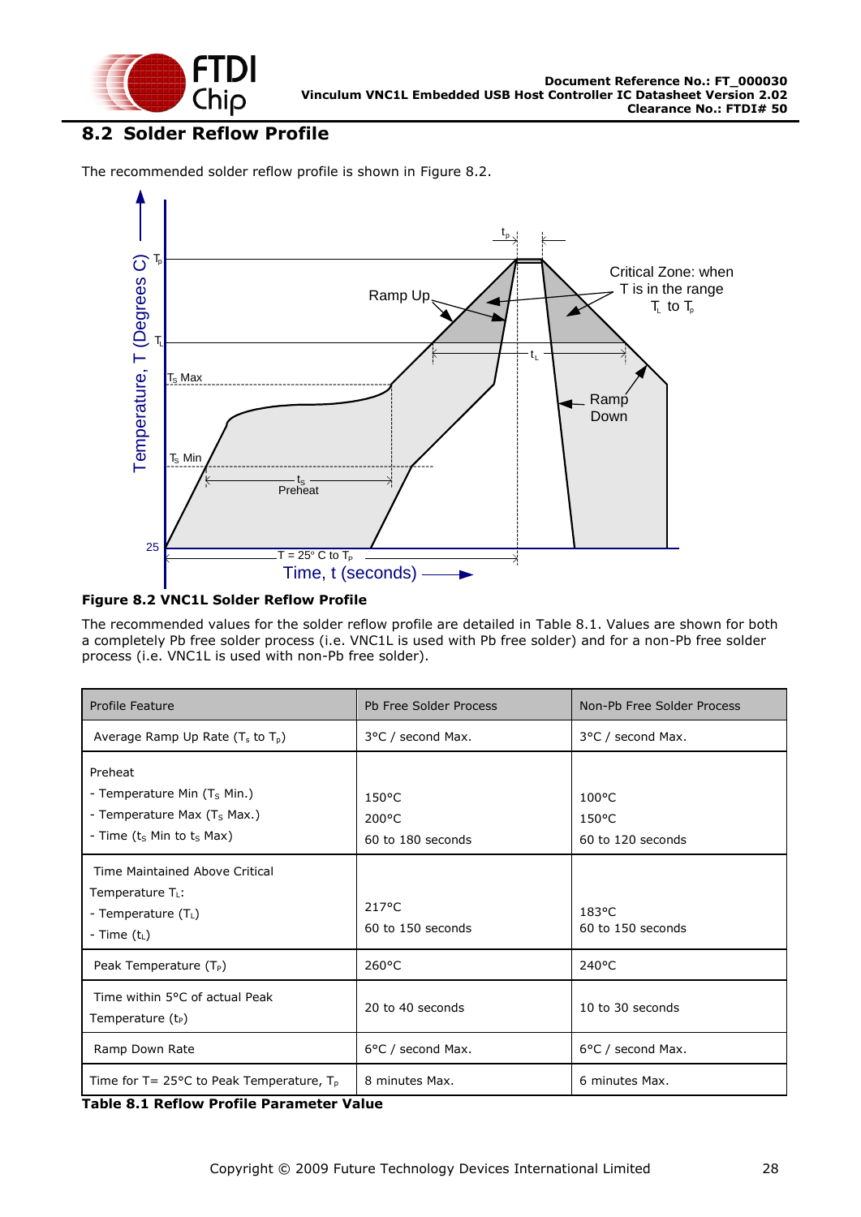## 8.2 Solder Reflow Profile

The recommended solder reflow profile is shown in Figure 8.2.

**Figure 8.2 VNC1L Solder Reflow Profile**

The recommended values for the solder reflow profile are detailed in Table 8.1. Values are shown for both a completely Pb free solder process (i.e. VNC1L is used with Pb free solder) and for a non-Pb free solder process (i.e. VNC1L is used with non-Pb free solder).

| Profile Feature | Pb Free Solder Process | Non-Pb Free Solder Process |
|---|---|---|
| Average Ramp Up Rate ($T_s$ to $T_p$) | 3°C / second Max. | 3°C / second Max. |
| Preheat<br>- Temperature Min ($T_S$ Min.)<br>- Temperature Max ($T_S$ Max.)<br>- Time ($t_S$ Min to $t_S$ Max) | <br>150°C<br>200°C<br>60 to 180 seconds | <br>100°C<br>150°C<br>60 to 120 seconds |
| Time Maintained Above Critical Temperature $T_L$:<br>- Temperature ($T_L$)<br>- Time ($t_L$) | <br>217°C<br>60 to 150 seconds | <br>183°C<br>60 to 150 seconds |
| Peak Temperature ($T_P$) | 260°C | 240°C |
| Time within 5°C of actual Peak Temperature ($t_P$) | 20 to 40 seconds | 10 to 30 seconds |
| Ramp Down Rate | 6°C / second Max. | 6°C / second Max. |
| Time for T= 25°C to Peak Temperature, $T_p$ | 8 minutes Max. | 6 minutes Max. |

**Table 8.1 Reflow Profile Parameter Value**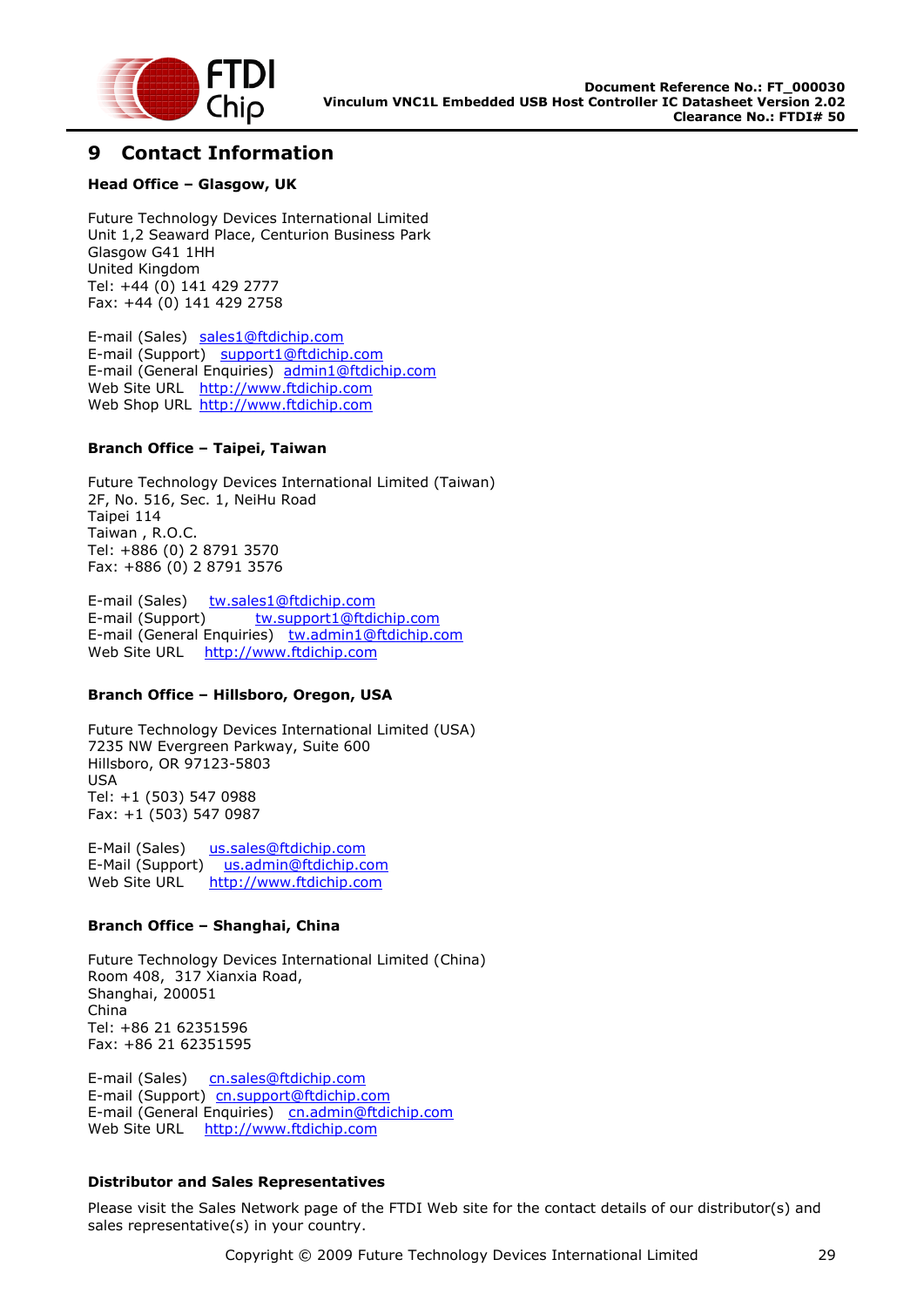# 9 Contact Information

**Head Office – Glasgow, UK**

Future Technology Devices International Limited
Unit 1,2 Seaward Place, Centurion Business Park
Glasgow G41 1HH
United Kingdom
Tel: +44 (0) 141 429 2777
Fax: +44 (0) 141 429 2758

E-mail (Sales) sales1@ftdichip.com
E-mail (Support) support1@ftdichip.com
E-mail (General Enquiries) admin1@ftdichip.com
Web Site URL http://www.ftdichip.com
Web Shop URL http://www.ftdichip.com

**Branch Office – Taipei, Taiwan**

Future Technology Devices International Limited (Taiwan)
2F, No. 516, Sec. 1, NeiHu Road
Taipei 114
Taiwan , R.O.C.
Tel: +886 (0) 2 8791 3570
Fax: +886 (0) 2 8791 3576

E-mail (Sales) tw.sales1@ftdichip.com
E-mail (Support) tw.support1@ftdichip.com
E-mail (General Enquiries) tw.admin1@ftdichip.com
Web Site URL http://www.ftdichip.com

**Branch Office – Hillsboro, Oregon, USA**

Future Technology Devices International Limited (USA)
7235 NW Evergreen Parkway, Suite 600
Hillsboro, OR 97123-5803
USA
Tel: +1 (503) 547 0988
Fax: +1 (503) 547 0987

E-Mail (Sales) us.sales@ftdichip.com
E-Mail (Support) us.admin@ftdichip.com
Web Site URL http://www.ftdichip.com

**Branch Office – Shanghai, China**

Future Technology Devices International Limited (China)
Room 408, 317 Xianxia Road,
Shanghai, 200051
China
Tel: +86 21 62351596
Fax: +86 21 62351595

E-mail (Sales) cn.sales@ftdichip.com
E-mail (Support) cn.support@ftdichip.com
E-mail (General Enquiries) cn.admin@ftdichip.com
Web Site URL http://www.ftdichip.com

**Distributor and Sales Representatives**

Please visit the Sales Network page of the FTDI Web site for the contact details of our distributor(s) and sales representative(s) in your country.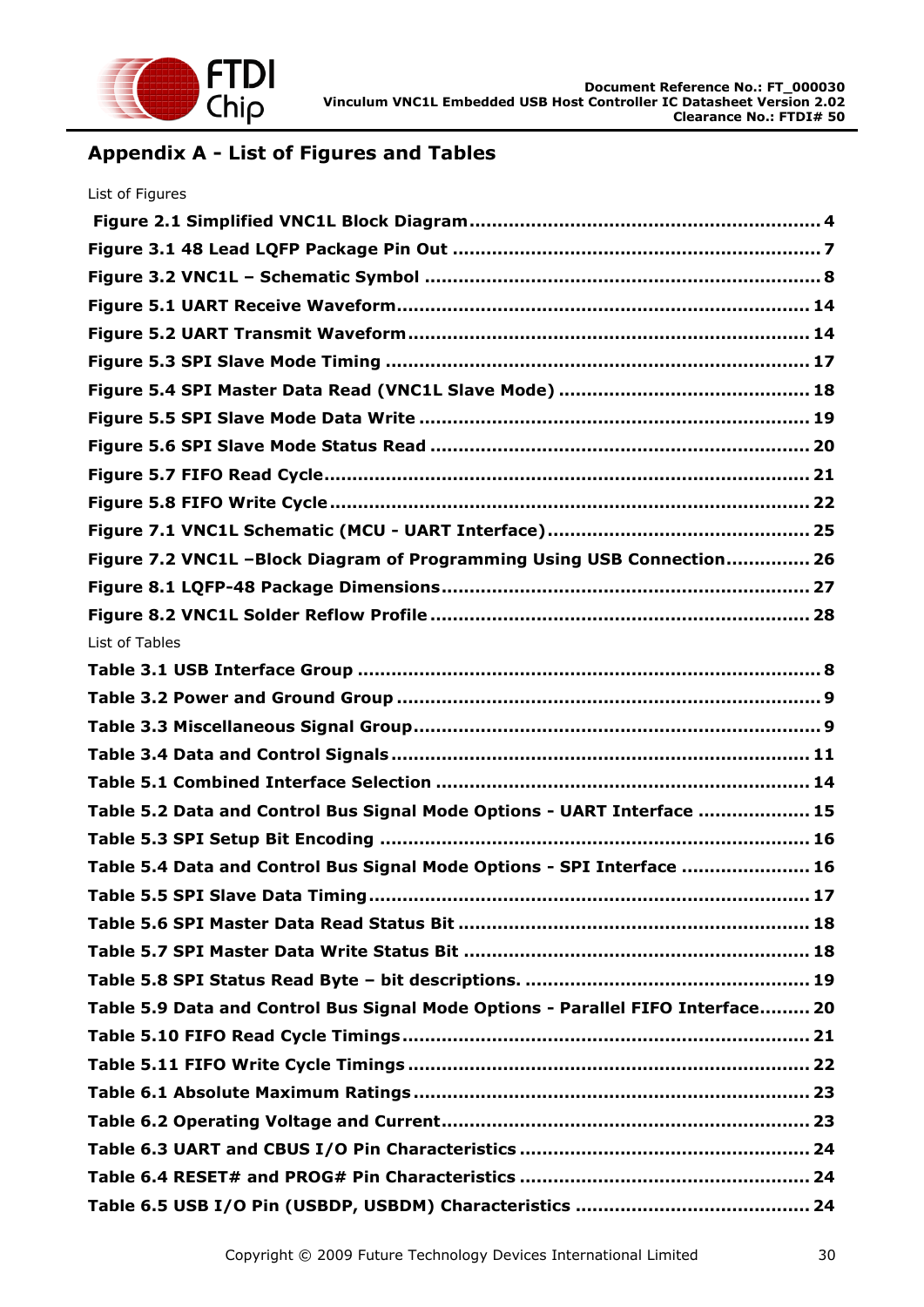# Appendix A - List of Figures and Tables

List of Figures

**Figure 2.1 Simplified VNC1L Block Diagram ........................................................ 4**

**Figure 3.1 48 Lead LQFP Package Pin Out .............................................................. 7**

**Figure 3.2 VNC1L – Schematic Symbol ................................................................... 8**

**Figure 5.1 UART Receive Waveform ...................................................................... 14**

**Figure 5.2 UART Transmit Waveform ..................................................................... 14**

**Figure 5.3 SPI Slave Mode Timing ......................................................................... 17**

**Figure 5.4 SPI Master Data Read (VNC1L Slave Mode) ........................................... 18**

**Figure 5.5 SPI Slave Mode Data Write ................................................................... 19**

**Figure 5.6 SPI Slave Mode Status Read .................................................................. 20**

**Figure 5.7 FIFO Read Cycle .................................................................................... 21**

**Figure 5.8 FIFO Write Cycle ................................................................................... 22**

**Figure 7.1 VNC1L Schematic (MCU - UART Interface) ............................................. 25**

**Figure 7.2 VNC1L –Block Diagram of Programming Using USB Connection .............. 26**

**Figure 8.1 LQFP-48 Package Dimensions ............................................................... 27**

**Figure 8.2 VNC1L Solder Reflow Profile .................................................................. 28**

List of Tables

**Table 3.1 USB Interface Group ................................................................................. 8**

**Table 3.2 Power and Ground Group ......................................................................... 9**

**Table 3.3 Miscellaneous Signal Group ...................................................................... 9**

**Table 3.4 Data and Control Signals ........................................................................ 11**

**Table 5.1 Combined Interface Selection ................................................................ 14**

**Table 5.2 Data and Control Bus Signal Mode Options - UART Interface ................... 15**

**Table 5.3 SPI Setup Bit Encoding ........................................................................... 16**

**Table 5.4 Data and Control Bus Signal Mode Options - SPI Interface ...................... 16**

**Table 5.5 SPI Slave Data Timing ............................................................................ 17**

**Table 5.6 SPI Master Data Read Status Bit ............................................................. 18**

**Table 5.7 SPI Master Data Write Status Bit ............................................................ 18**

**Table 5.8 SPI Status Read Byte – bit descriptions. ................................................. 19**

**Table 5.9 Data and Control Bus Signal Mode Options - Parallel FIFO Interface ......... 20**

**Table 5.10 FIFO Read Cycle Timings ....................................................................... 21**

**Table 5.11 FIFO Write Cycle Timings ...................................................................... 22**

**Table 6.1 Absolute Maximum Ratings ..................................................................... 23**

**Table 6.2 Operating Voltage and Current ................................................................ 23**

**Table 6.3 UART and CBUS I/O Pin Characteristics .................................................. 24**

**Table 6.4 RESET# and PROG# Pin Characteristics .................................................. 24**

**Table 6.5 USB I/O Pin (USBDP, USBDM) Characteristics ......................................... 24**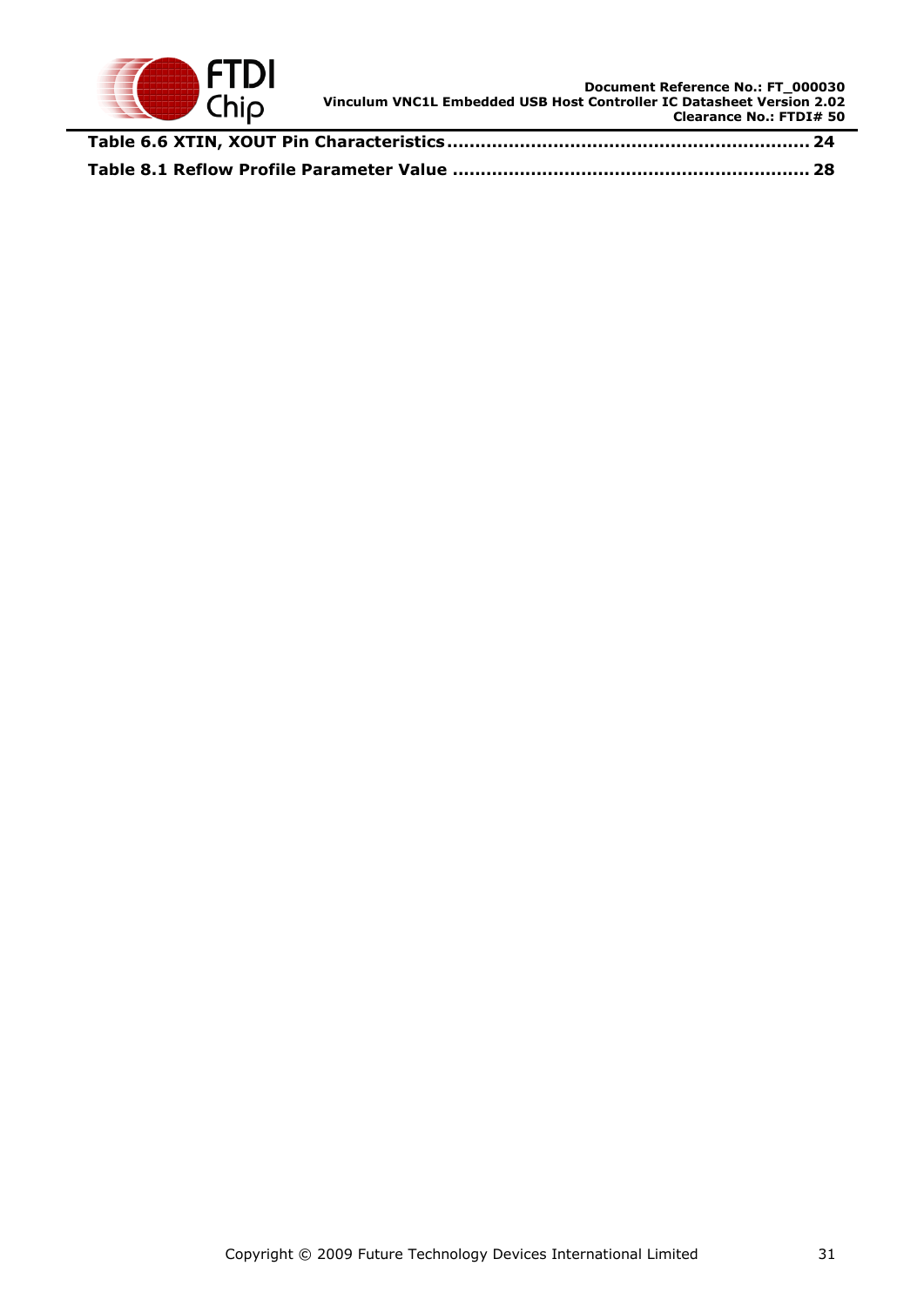**Table 6.6 XTIN, XOUT Pin Characteristics ................................................................ 24**

**Table 8.1 Reflow Profile Parameter Value ............................................................... 28**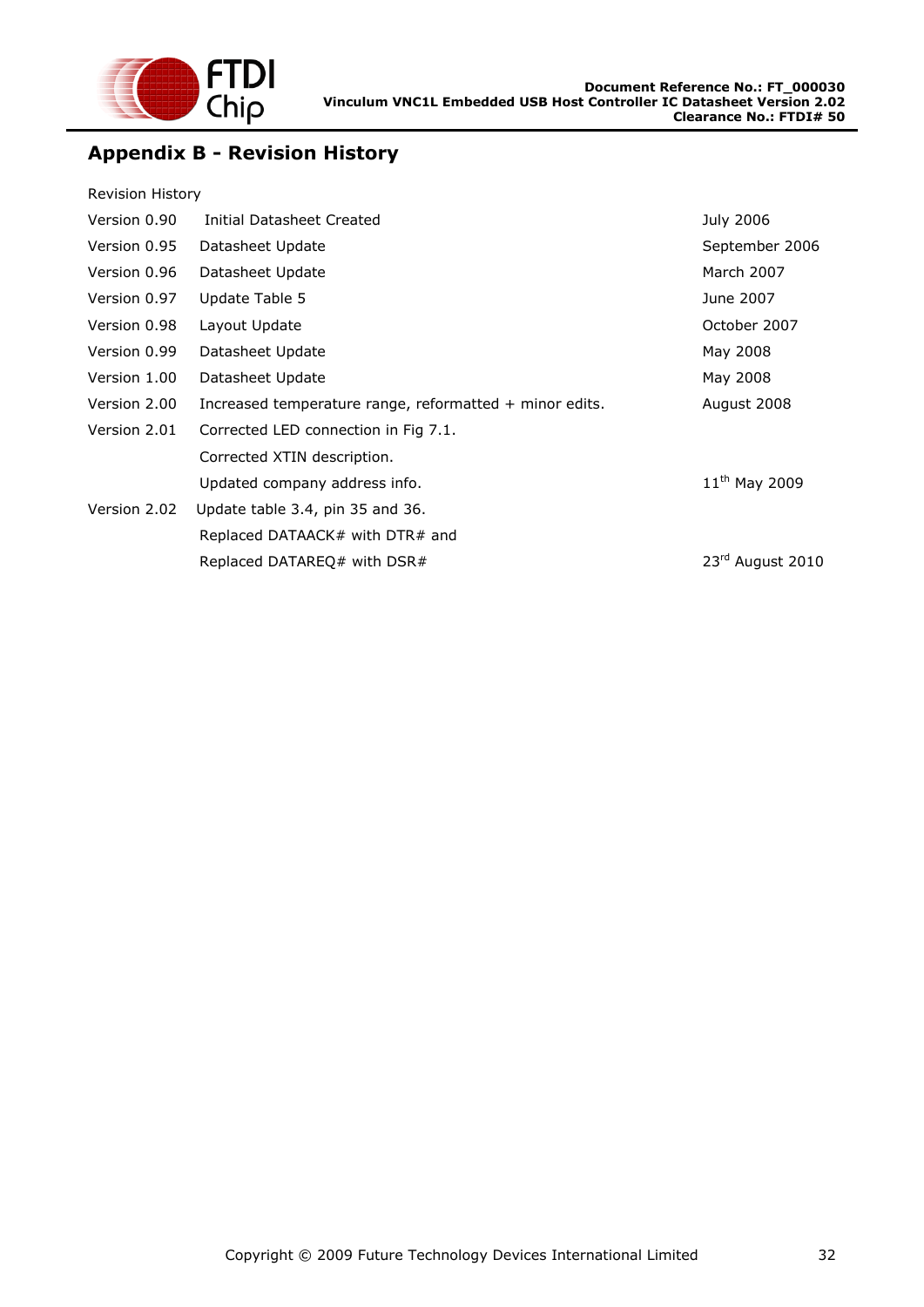## Appendix B - Revision History

Revision History

| | | |
|---|---|---|
| Version 0.90 | Initial Datasheet Created | July 2006 |
| Version 0.95 | Datasheet Update | September 2006 |
| Version 0.96 | Datasheet Update | March 2007 |
| Version 0.97 | Update Table 5 | June 2007 |
| Version 0.98 | Layout Update | October 2007 |
| Version 0.99 | Datasheet Update | May 2008 |
| Version 1.00 | Datasheet Update | May 2008 |
| Version 2.00 | Increased temperature range, reformatted + minor edits. | August 2008 |
| Version 2.01 | Corrected LED connection in Fig 7.1. | |
| | Corrected XTIN description. | |
| | Updated company address info. | 11th May 2009 |
| Version 2.02 | Update table 3.4, pin 35 and 36. | |
| | Replaced DATAACK# with DTR# and | |
| | Replaced DATAREQ# with DSR# | 23rd August 2010 |